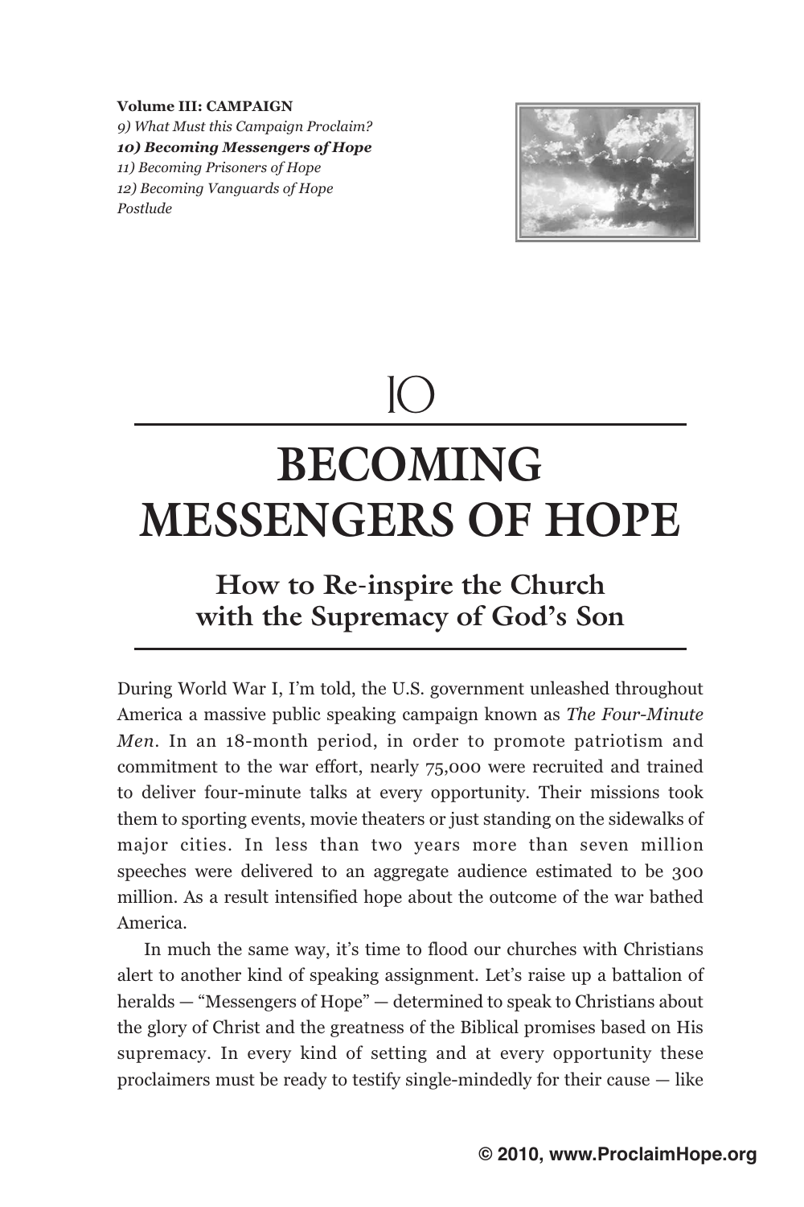**Volume III: CAMPAIGN**
*9) What Must this Campaign Proclaim?*
***10) Becoming Messengers of Hope***
*11) Becoming Prisoners of Hope*
*12) Becoming Vanguards of Hope*
*Postlude*

# 10

# BECOMING MESSENGERS OF HOPE

## How to Re-inspire the Church with the Supremacy of God's Son

During World War I, I'm told, the U.S. government unleashed throughout America a massive public speaking campaign known as *The Four-Minute Men*. In an 18-month period, in order to promote patriotism and commitment to the war effort, nearly 75,000 were recruited and trained to deliver four-minute talks at every opportunity. Their missions took them to sporting events, movie theaters or just standing on the sidewalks of major cities. In less than two years more than seven million speeches were delivered to an aggregate audience estimated to be 300 million. As a result intensified hope about the outcome of the war bathed America.

In much the same way, it's time to flood our churches with Christians alert to another kind of speaking assignment. Let's raise up a battalion of heralds — "Messengers of Hope" — determined to speak to Christians about the glory of Christ and the greatness of the Biblical promises based on His supremacy. In every kind of setting and at every opportunity these proclaimers must be ready to testify single-mindedly for their cause — like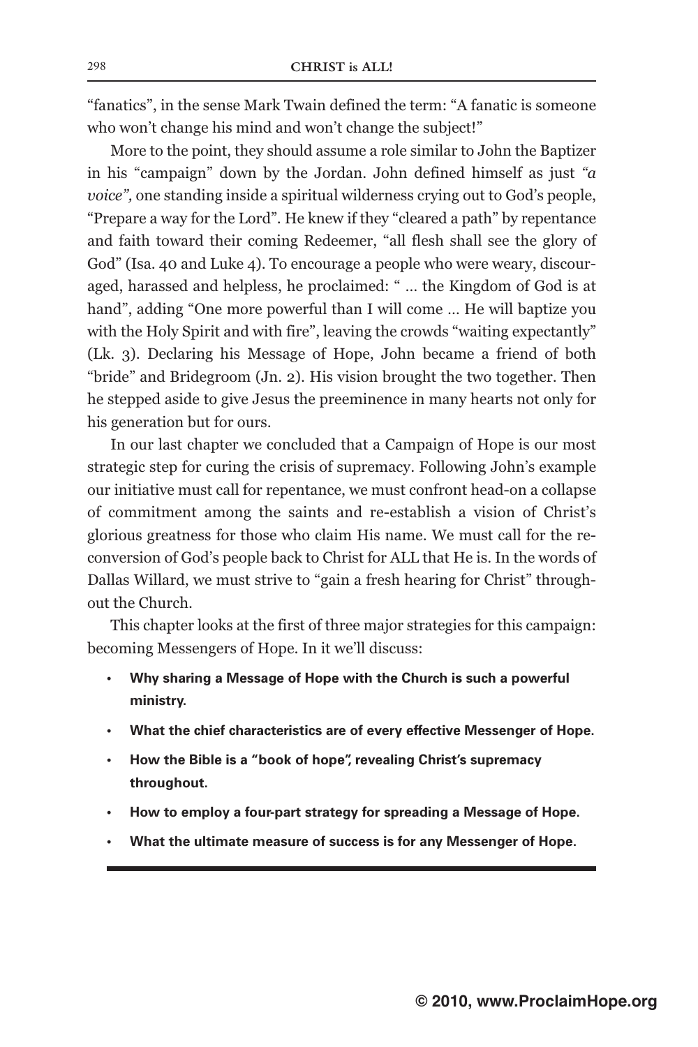"fanatics", in the sense Mark Twain defined the term: "A fanatic is someone who won't change his mind and won't change the subject!"

More to the point, they should assume a role similar to John the Baptizer in his "campaign" down by the Jordan. John defined himself as just *"a voice",* one standing inside a spiritual wilderness crying out to God's people, "Prepare a way for the Lord". He knew if they "cleared a path" by repentance and faith toward their coming Redeemer, "all flesh shall see the glory of God" (Isa. 40 and Luke 4). To encourage a people who were weary, discouraged, harassed and helpless, he proclaimed: " … the Kingdom of God is at hand", adding "One more powerful than I will come … He will baptize you with the Holy Spirit and with fire", leaving the crowds "waiting expectantly" (Lk. 3). Declaring his Message of Hope, John became a friend of both "bride" and Bridegroom (Jn. 2). His vision brought the two together. Then he stepped aside to give Jesus the preeminence in many hearts not only for his generation but for ours.

In our last chapter we concluded that a Campaign of Hope is our most strategic step for curing the crisis of supremacy. Following John's example our initiative must call for repentance, we must confront head-on a collapse of commitment among the saints and re-establish a vision of Christ's glorious greatness for those who claim His name. We must call for the re-conversion of God's people back to Christ for ALL that He is. In the words of Dallas Willard, we must strive to "gain a fresh hearing for Christ" throughout the Church.

This chapter looks at the first of three major strategies for this campaign: becoming Messengers of Hope. In it we'll discuss:

- **Why sharing a Message of Hope with the Church is such a powerful ministry.**
- **What the chief characteristics are of every effective Messenger of Hope.**
- **How the Bible is a "book of hope", revealing Christ's supremacy throughout.**
- **How to employ a four-part strategy for spreading a Message of Hope.**
- **What the ultimate measure of success is for any Messenger of Hope.**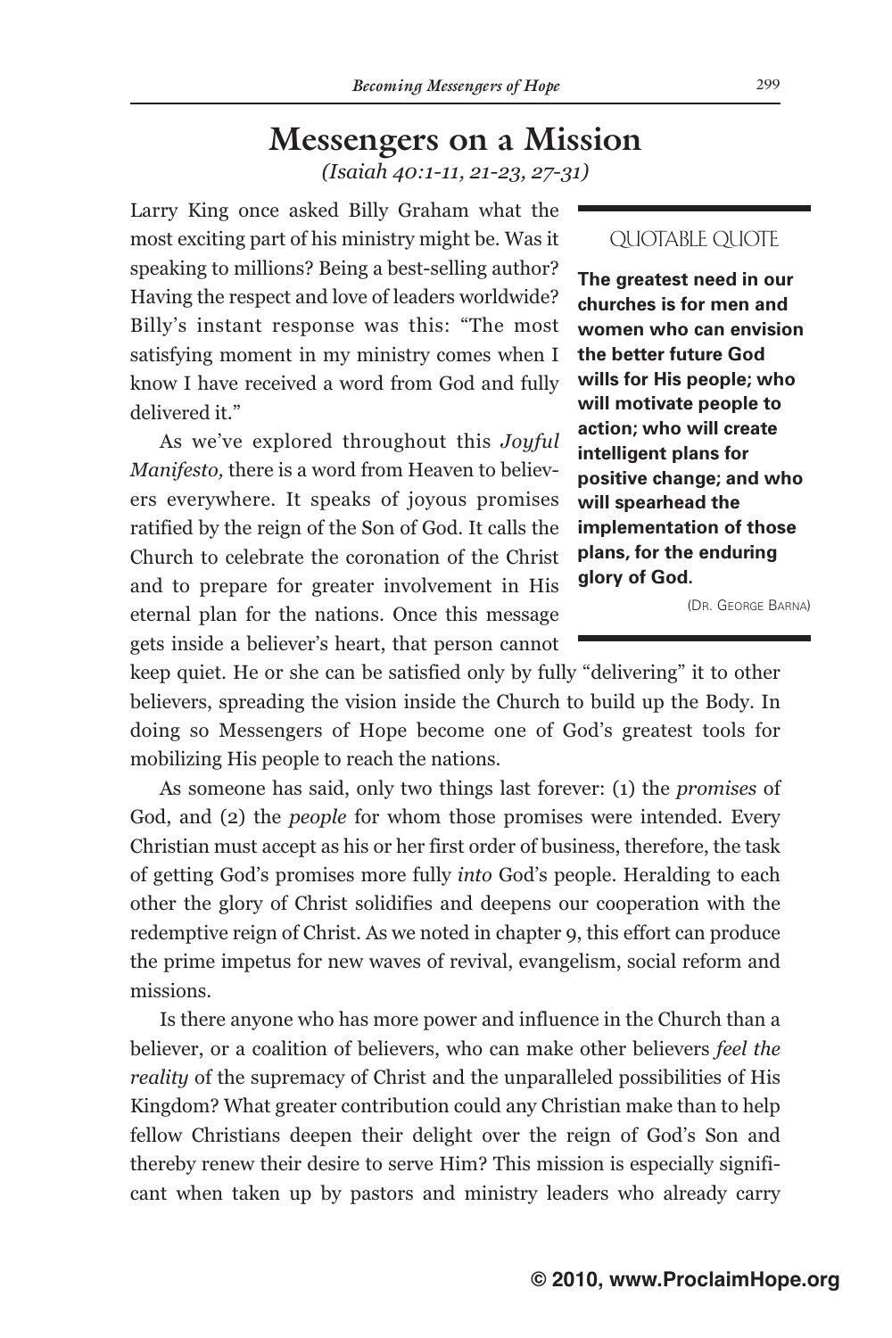# Messengers on a Mission

*(Isaiah 40:1-11, 21-23, 27-31)*

Larry King once asked Billy Graham what the most exciting part of his ministry might be. Was it speaking to millions? Being a best-selling author? Having the respect and love of leaders worldwide? Billy's instant response was this: "The most satisfying moment in my ministry comes when I know I have received a word from God and fully delivered it."

As we've explored throughout this *Joyful Manifesto,* there is a word from Heaven to believers everywhere. It speaks of joyous promises ratified by the reign of the Son of God. It calls the Church to celebrate the coronation of the Christ and to prepare for greater involvement in His eternal plan for the nations. Once this message gets inside a believer's heart, that person cannot keep quiet. He or she can be satisfied only by fully "delivering" it to other believers, spreading the vision inside the Church to build up the Body. In doing so Messengers of Hope become one of God's greatest tools for mobilizing His people to reach the nations.

> QUOTABLE QUOTE
>
> **The greatest need in our churches is for men and women who can envision the better future God wills for His people; who will motivate people to action; who will create intelligent plans for positive change; and who will spearhead the implementation of those plans, for the enduring glory of God.**
>
> (Dr. George Barna)

As someone has said, only two things last forever: (1) the *promises* of God, and (2) the *people* for whom those promises were intended. Every Christian must accept as his or her first order of business, therefore, the task of getting God's promises more fully *into* God's people. Heralding to each other the glory of Christ solidifies and deepens our cooperation with the redemptive reign of Christ. As we noted in chapter 9, this effort can produce the prime impetus for new waves of revival, evangelism, social reform and missions.

Is there anyone who has more power and influence in the Church than a believer, or a coalition of believers, who can make other believers *feel the reality* of the supremacy of Christ and the unparalleled possibilities of His Kingdom? What greater contribution could any Christian make than to help fellow Christians deepen their delight over the reign of God's Son and thereby renew their desire to serve Him? This mission is especially significant when taken up by pastors and ministry leaders who already carry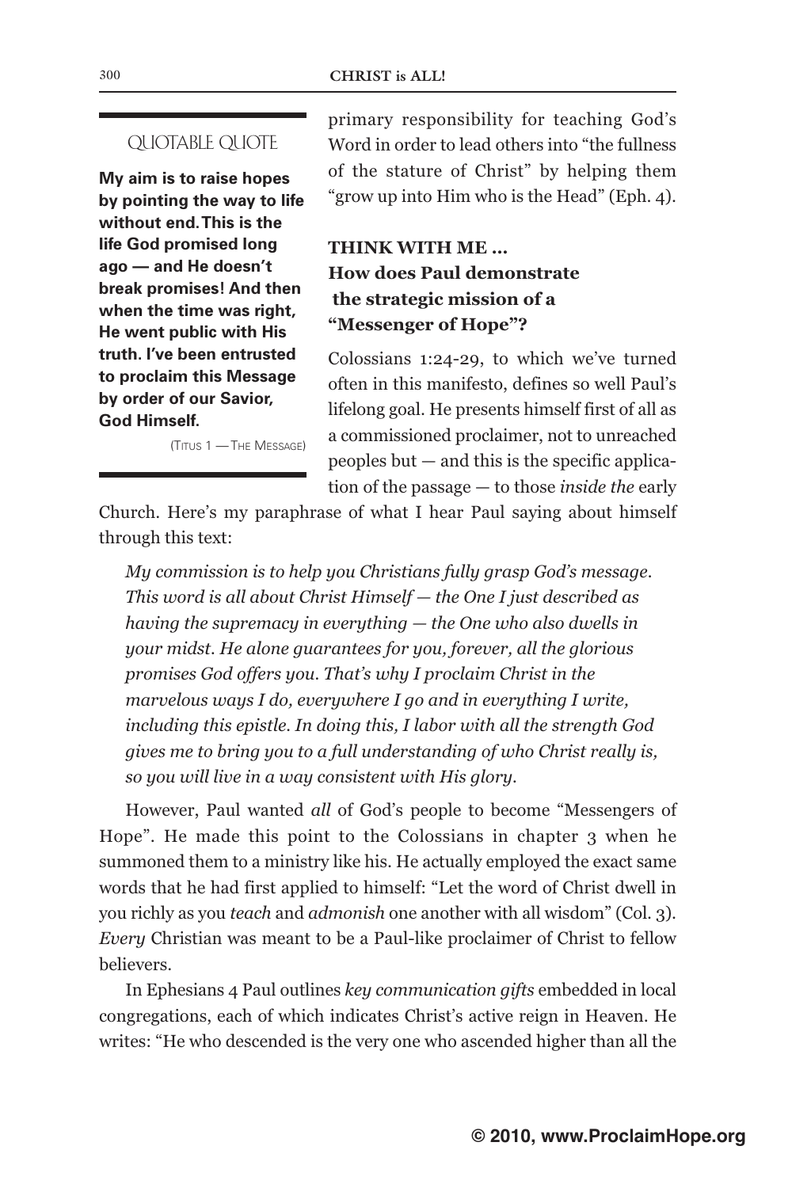> **QUOTABLE QUOTE**
>
> **My aim is to raise hopes by pointing the way to life without end. This is the life God promised long ago — and He doesn't break promises! And then when the time was right, He went public with His truth. I've been entrusted to proclaim this Message by order of our Savior, God Himself.**
>
> (TITUS 1 — THE MESSAGE)

primary responsibility for teaching God's Word in order to lead others into "the fullness of the stature of Christ" by helping them "grow up into Him who is the Head" (Eph. 4).

### THINK WITH ME ... How does Paul demonstrate the strategic mission of a "Messenger of Hope"?

Colossians 1:24-29, to which we've turned often in this manifesto, defines so well Paul's lifelong goal. He presents himself first of all as a commissioned proclaimer, not to unreached peoples but — and this is the specific application of the passage — to those *inside the* early Church. Here's my paraphrase of what I hear Paul saying about himself through this text:

> *My commission is to help you Christians fully grasp God's message. This word is all about Christ Himself — the One I just described as having the supremacy in everything — the One who also dwells in your midst. He alone guarantees for you, forever, all the glorious promises God offers you. That's why I proclaim Christ in the marvelous ways I do, everywhere I go and in everything I write, including this epistle. In doing this, I labor with all the strength God gives me to bring you to a full understanding of who Christ really is, so you will live in a way consistent with His glory.*

However, Paul wanted *all* of God's people to become "Messengers of Hope". He made this point to the Colossians in chapter 3 when he summoned them to a ministry like his. He actually employed the exact same words that he had first applied to himself: "Let the word of Christ dwell in you richly as you *teach* and *admonish* one another with all wisdom" (Col. 3). *Every* Christian was meant to be a Paul-like proclaimer of Christ to fellow believers.

In Ephesians 4 Paul outlines *key communication gifts* embedded in local congregations, each of which indicates Christ's active reign in Heaven. He writes: "He who descended is the very one who ascended higher than all the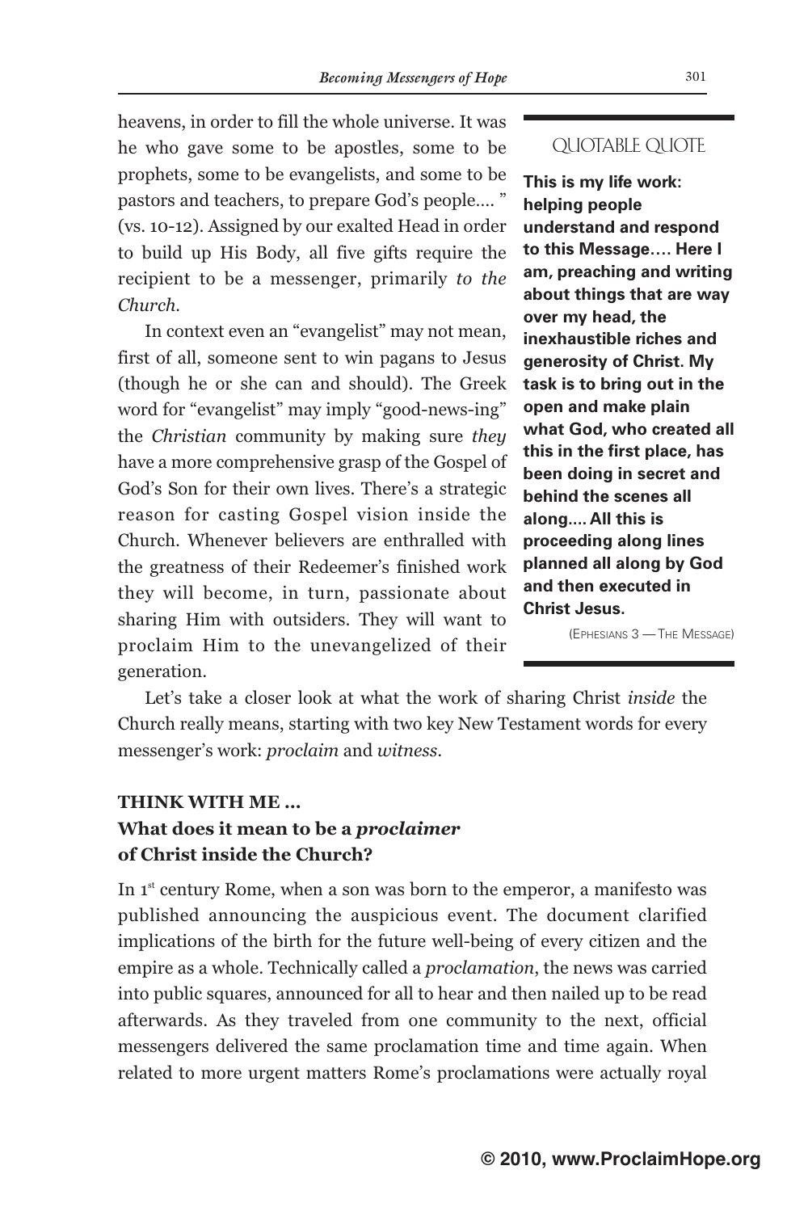heavens, in order to fill the whole universe. It was he who gave some to be apostles, some to be prophets, some to be evangelists, and some to be pastors and teachers, to prepare God's people.... " (vs. 10-12). Assigned by our exalted Head in order to build up His Body, all five gifts require the recipient to be a messenger, primarily *to the Church.*

In context even an "evangelist" may not mean, first of all, someone sent to win pagans to Jesus (though he or she can and should). The Greek word for "evangelist" may imply "good-news-ing" the *Christian* community by making sure *they* have a more comprehensive grasp of the Gospel of God's Son for their own lives. There's a strategic reason for casting Gospel vision inside the Church. Whenever believers are enthralled with the greatness of their Redeemer's finished work they will become, in turn, passionate about sharing Him with outsiders. They will want to proclaim Him to the unevangelized of their generation.

> QUOTABLE QUOTE
>
> **This is my life work: helping people understand and respond to this Message.... Here I am, preaching and writing about things that are way over my head, the inexhaustible riches and generosity of Christ. My task is to bring out in the open and make plain what God, who created all this in the first place, has been doing in secret and behind the scenes all along.... All this is proceeding along lines planned all along by God and then executed in Christ Jesus.**
>
> (EPHESIANS 3 — THE MESSAGE)

Let's take a closer look at what the work of sharing Christ *inside* the Church really means, starting with two key New Testament words for every messenger's work: *proclaim* and *witness*.

**THINK WITH ME ...**

**What does it mean to be a *proclaimer* of Christ inside the Church?**

In 1st century Rome, when a son was born to the emperor, a manifesto was published announcing the auspicious event. The document clarified implications of the birth for the future well-being of every citizen and the empire as a whole. Technically called a *proclamation*, the news was carried into public squares, announced for all to hear and then nailed up to be read afterwards. As they traveled from one community to the next, official messengers delivered the same proclamation time and time again. When related to more urgent matters Rome's proclamations were actually royal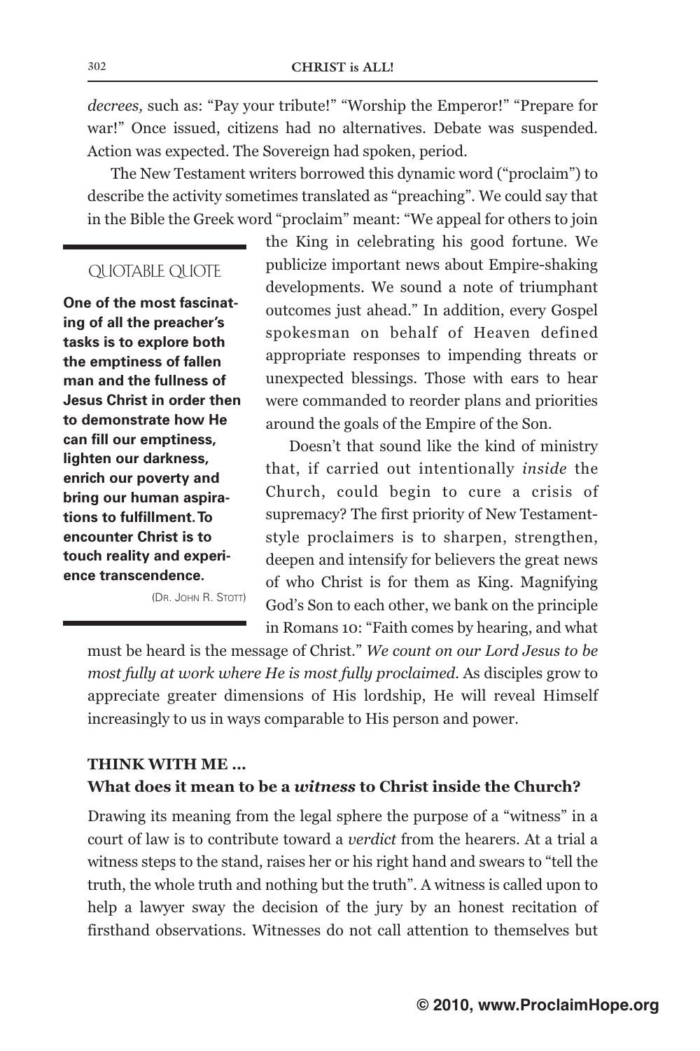*decrees,* such as: "Pay your tribute!" "Worship the Emperor!" "Prepare for war!" Once issued, citizens had no alternatives. Debate was suspended. Action was expected. The Sovereign had spoken, period.

The New Testament writers borrowed this dynamic word ("proclaim") to describe the activity sometimes translated as "preaching". We could say that in the Bible the Greek word "proclaim" meant: "We appeal for others to join the King in celebrating his good fortune. We publicize important news about Empire-shaking developments. We sound a note of triumphant outcomes just ahead." In addition, every Gospel spokesman on behalf of Heaven defined appropriate responses to impending threats or unexpected blessings. Those with ears to hear were commanded to reorder plans and priorities around the goals of the Empire of the Son.

> QUOTABLE QUOTE
>
> **One of the most fascinating of all the preacher's tasks is to explore both the emptiness of fallen man and the fullness of Jesus Christ in order then to demonstrate how He can fill our emptiness, lighten our darkness, enrich our poverty and bring our human aspirations to fulfillment. To encounter Christ is to touch reality and experience transcendence.**
>
> (Dr. John R. Stott)

Doesn't that sound like the kind of ministry that, if carried out intentionally *inside* the Church, could begin to cure a crisis of supremacy? The first priority of New Testament-style proclaimers is to sharpen, strengthen, deepen and intensify for believers the great news of who Christ is for them as King. Magnifying God's Son to each other, we bank on the principle in Romans 10: "Faith comes by hearing, and what must be heard is the message of Christ." *We count on our Lord Jesus to be most fully at work where He is most fully proclaimed.* As disciples grow to appreciate greater dimensions of His lordship, He will reveal Himself increasingly to us in ways comparable to His person and power.

**THINK WITH ME ...**
**What does it mean to be a *witness* to Christ inside the Church?**

Drawing its meaning from the legal sphere the purpose of a "witness" in a court of law is to contribute toward a *verdict* from the hearers. At a trial a witness steps to the stand, raises her or his right hand and swears to "tell the truth, the whole truth and nothing but the truth". A witness is called upon to help a lawyer sway the decision of the jury by an honest recitation of firsthand observations. Witnesses do not call attention to themselves but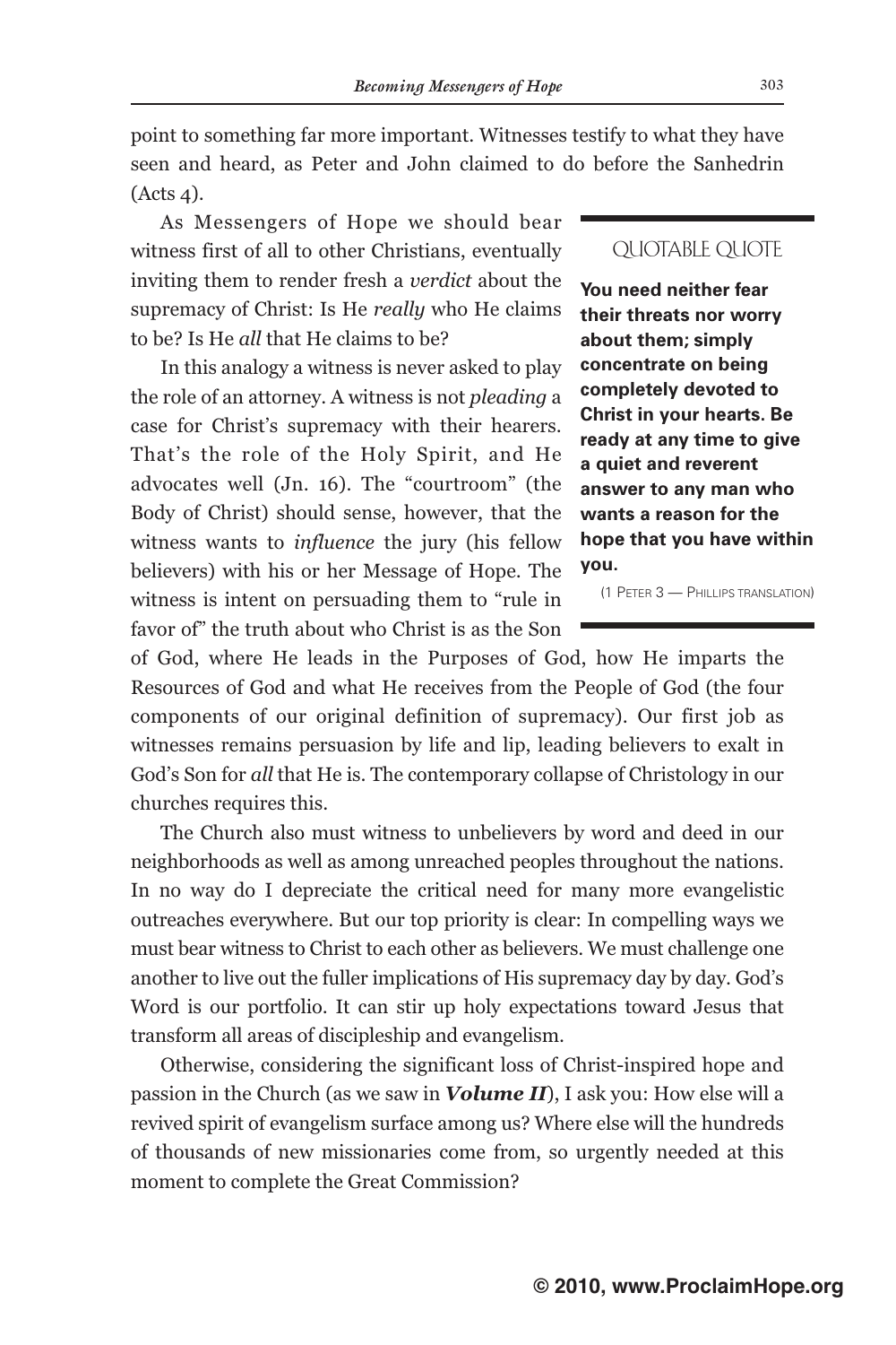point to something far more important. Witnesses testify to what they have seen and heard, as Peter and John claimed to do before the Sanhedrin (Acts 4).

As Messengers of Hope we should bear witness first of all to other Christians, eventually inviting them to render fresh a *verdict* about the supremacy of Christ: Is He *really* who He claims to be? Is He *all* that He claims to be?

> QUOTABLE QUOTE
>
> **You need neither fear their threats nor worry about them; simply concentrate on being completely devoted to Christ in your hearts. Be ready at any time to give a quiet and reverent answer to any man who wants a reason for the hope that you have within you.**
>
> (1 PETER 3 — PHILLIPS TRANSLATION)

In this analogy a witness is never asked to play the role of an attorney. A witness is not *pleading* a case for Christ's supremacy with their hearers. That's the role of the Holy Spirit, and He advocates well (Jn. 16). The "courtroom" (the Body of Christ) should sense, however, that the witness wants to *influence* the jury (his fellow believers) with his or her Message of Hope. The witness is intent on persuading them to "rule in favor of" the truth about who Christ is as the Son of God, where He leads in the Purposes of God, how He imparts the Resources of God and what He receives from the People of God (the four components of our original definition of supremacy). Our first job as witnesses remains persuasion by life and lip, leading believers to exalt in God's Son for *all* that He is. The contemporary collapse of Christology in our churches requires this.

The Church also must witness to unbelievers by word and deed in our neighborhoods as well as among unreached peoples throughout the nations. In no way do I depreciate the critical need for many more evangelistic outreaches everywhere. But our top priority is clear: In compelling ways we must bear witness to Christ to each other as believers. We must challenge one another to live out the fuller implications of His supremacy day by day. God's Word is our portfolio. It can stir up holy expectations toward Jesus that transform all areas of discipleship and evangelism.

Otherwise, considering the significant loss of Christ-inspired hope and passion in the Church (as we saw in ***Volume II***), I ask you: How else will a revived spirit of evangelism surface among us? Where else will the hundreds of thousands of new missionaries come from, so urgently needed at this moment to complete the Great Commission?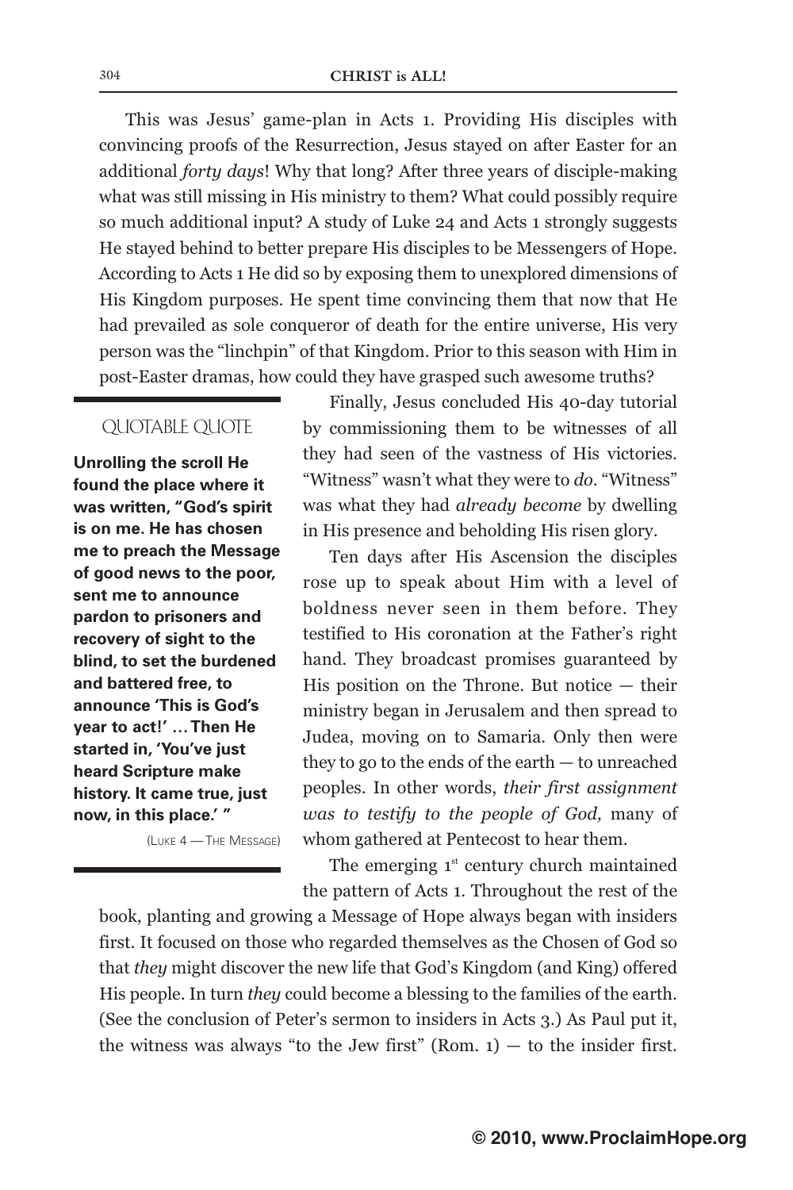This was Jesus' game-plan in Acts 1. Providing His disciples with convincing proofs of the Resurrection, Jesus stayed on after Easter for an additional *forty days*! Why that long? After three years of disciple-making what was still missing in His ministry to them? What could possibly require so much additional input? A study of Luke 24 and Acts 1 strongly suggests He stayed behind to better prepare His disciples to be Messengers of Hope. According to Acts 1 He did so by exposing them to unexplored dimensions of His Kingdom purposes. He spent time convincing them that now that He had prevailed as sole conqueror of death for the entire universe, His very person was the "linchpin" of that Kingdom. Prior to this season with Him in post-Easter dramas, how could they have grasped such awesome truths?

Finally, Jesus concluded His 40-day tutorial by commissioning them to be witnesses of all they had seen of the vastness of His victories. "Witness" wasn't what they were to *do*. "Witness" was what they had *already become* by dwelling in His presence and beholding His risen glory.

Ten days after His Ascension the disciples rose up to speak about Him with a level of boldness never seen in them before. They testified to His coronation at the Father's right hand. They broadcast promises guaranteed by His position on the Throne. But notice — their ministry began in Jerusalem and then spread to Judea, moving on to Samaria. Only then were they to go to the ends of the earth — to unreached peoples. In other words, *their first assignment was to testify to the people of God,* many of whom gathered at Pentecost to hear them.

> QUOTABLE QUOTE
>
> **Unrolling the scroll He found the place where it was written, "God's spirit is on me. He has chosen me to preach the Message of good news to the poor, sent me to announce pardon to prisoners and recovery of sight to the blind, to set the burdened and battered free, to announce 'This is God's year to act!' …Then He started in, 'You've just heard Scripture make history. It came true, just now, in this place.' "**
>
> (Luke 4 — The Message)

The emerging 1st century church maintained the pattern of Acts 1. Throughout the rest of the book, planting and growing a Message of Hope always began with insiders first. It focused on those who regarded themselves as the Chosen of God so that *they* might discover the new life that God's Kingdom (and King) offered His people. In turn *they* could become a blessing to the families of the earth. (See the conclusion of Peter's sermon to insiders in Acts 3.) As Paul put it, the witness was always "to the Jew first" (Rom. 1) — to the insider first.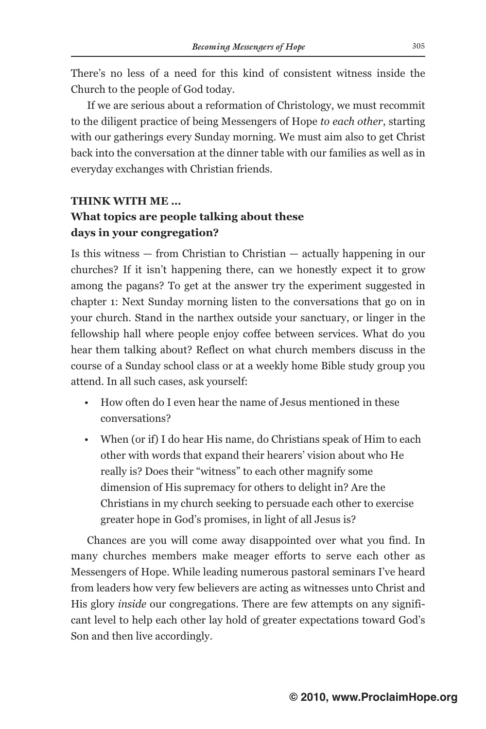There's no less of a need for this kind of consistent witness inside the Church to the people of God today.

If we are serious about a reformation of Christology, we must recommit to the diligent practice of being Messengers of Hope *to each other*, starting with our gatherings every Sunday morning. We must aim also to get Christ back into the conversation at the dinner table with our families as well as in everyday exchanges with Christian friends.

**THINK WITH ME ...**
**What topics are people talking about these days in your congregation?**

Is this witness — from Christian to Christian — actually happening in our churches? If it isn't happening there, can we honestly expect it to grow among the pagans? To get at the answer try the experiment suggested in chapter 1: Next Sunday morning listen to the conversations that go on in your church. Stand in the narthex outside your sanctuary, or linger in the fellowship hall where people enjoy coffee between services. What do you hear them talking about? Reflect on what church members discuss in the course of a Sunday school class or at a weekly home Bible study group you attend. In all such cases, ask yourself:

- How often do I even hear the name of Jesus mentioned in these conversations?
- When (or if) I do hear His name, do Christians speak of Him to each other with words that expand their hearers' vision about who He really is? Does their "witness" to each other magnify some dimension of His supremacy for others to delight in? Are the Christians in my church seeking to persuade each other to exercise greater hope in God's promises, in light of all Jesus is?

Chances are you will come away disappointed over what you find. In many churches members make meager efforts to serve each other as Messengers of Hope. While leading numerous pastoral seminars I've heard from leaders how very few believers are acting as witnesses unto Christ and His glory *inside* our congregations. There are few attempts on any significant level to help each other lay hold of greater expectations toward God's Son and then live accordingly.

© 2010, www.ProclaimHope.org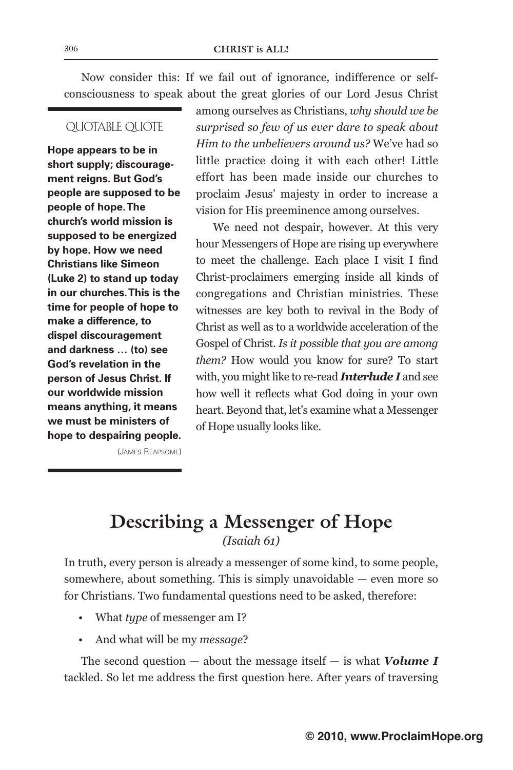Now consider this: If we fail out of ignorance, indifference or self-consciousness to speak about the great glories of our Lord Jesus Christ among ourselves as Christians, *why should we be surprised so few of us ever dare to speak about Him to the unbelievers around us?* We've had so little practice doing it with each other! Little effort has been made inside our churches to proclaim Jesus' majesty in order to increase a vision for His preeminence among ourselves.

> QUOTABLE QUOTE
>
> **Hope appears to be in short supply; discouragement reigns. But God's people are supposed to be people of hope. The church's world mission is supposed to be energized by hope. How we need Christians like Simeon (Luke 2) to stand up today in our churches. This is the time for people of hope to make a difference, to dispel discouragement and darkness … (to) see God's revelation in the person of Jesus Christ. If our worldwide mission means anything, it means we must be ministers of hope to despairing people.**
>
> (James Reapsome)

We need not despair, however. At this very hour Messengers of Hope are rising up everywhere to meet the challenge. Each place I visit I find Christ-proclaimers emerging inside all kinds of congregations and Christian ministries. These witnesses are key both to revival in the Body of Christ as well as to a worldwide acceleration of the Gospel of Christ. *Is it possible that you are among them?* How would you know for sure? To start with, you might like to re-read ***Interlude I*** and see how well it reflects what God doing in your own heart. Beyond that, let's examine what a Messenger of Hope usually looks like.

## Describing a Messenger of Hope

*(Isaiah 61)*

In truth, every person is already a messenger of some kind, to some people, somewhere, about something. This is simply unavoidable — even more so for Christians. Two fundamental questions need to be asked, therefore:

- What *type* of messenger am I?
- And what will be my *message*?

The second question — about the message itself — is what ***Volume I*** tackled. So let me address the first question here. After years of traversing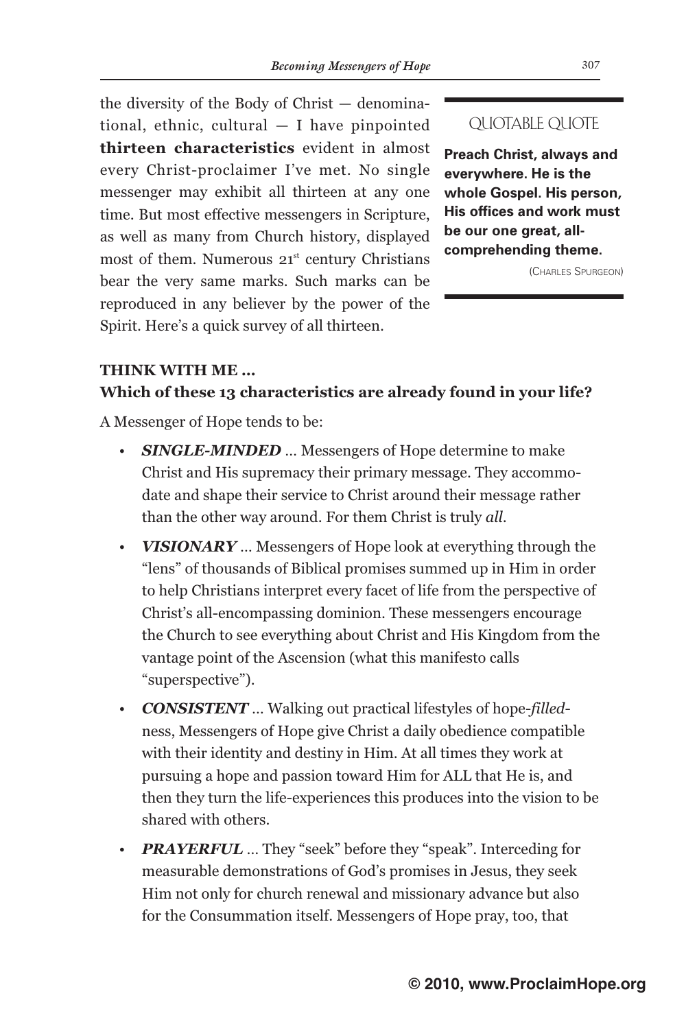the diversity of the Body of Christ — denominational, ethnic, cultural — I have pinpointed **thirteen characteristics** evident in almost every Christ-proclaimer I've met. No single messenger may exhibit all thirteen at any one time. But most effective messengers in Scripture, as well as many from Church history, displayed most of them. Numerous 21st century Christians bear the very same marks. Such marks can be reproduced in any believer by the power of the Spirit. Here's a quick survey of all thirteen.

> QUOTABLE QUOTE
>
> **Preach Christ, always and everywhere. He is the whole Gospel. His person, His offices and work must be our one great, all-comprehending theme.**
>
> (CHARLES SPURGEON)

**THINK WITH ME ...**
**Which of these 13 characteristics are already found in your life?**

A Messenger of Hope tends to be:

- ***SINGLE-MINDED*** ... Messengers of Hope determine to make Christ and His supremacy their primary message. They accommodate and shape their service to Christ around their message rather than the other way around. For them Christ is truly *all*.
- ***VISIONARY*** ... Messengers of Hope look at everything through the "lens" of thousands of Biblical promises summed up in Him in order to help Christians interpret every facet of life from the perspective of Christ's all-encompassing dominion. These messengers encourage the Church to see everything about Christ and His Kingdom from the vantage point of the Ascension (what this manifesto calls "superspective").
- ***CONSISTENT*** ... Walking out practical lifestyles of hope-*filled*-ness, Messengers of Hope give Christ a daily obedience compatible with their identity and destiny in Him. At all times they work at pursuing a hope and passion toward Him for ALL that He is, and then they turn the life-experiences this produces into the vision to be shared with others.
- ***PRAYERFUL*** ... They "seek" before they "speak". Interceding for measurable demonstrations of God's promises in Jesus, they seek Him not only for church renewal and missionary advance but also for the Consummation itself. Messengers of Hope pray, too, that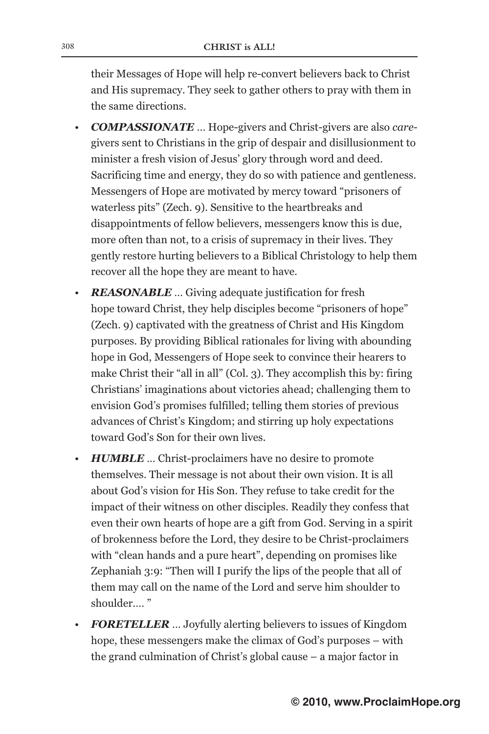their Messages of Hope will help re-convert believers back to Christ and His supremacy. They seek to gather others to pray with them in the same directions.

- ***COMPASSIONATE*** … Hope-givers and Christ-givers are also *care*-givers sent to Christians in the grip of despair and disillusionment to minister a fresh vision of Jesus' glory through word and deed. Sacrificing time and energy, they do so with patience and gentleness. Messengers of Hope are motivated by mercy toward "prisoners of waterless pits" (Zech. 9). Sensitive to the heartbreaks and disappointments of fellow believers, messengers know this is due, more often than not, to a crisis of supremacy in their lives. They gently restore hurting believers to a Biblical Christology to help them recover all the hope they are meant to have.
- ***REASONABLE*** … Giving adequate justification for fresh hope toward Christ, they help disciples become "prisoners of hope" (Zech. 9) captivated with the greatness of Christ and His Kingdom purposes. By providing Biblical rationales for living with abounding hope in God, Messengers of Hope seek to convince their hearers to make Christ their "all in all" (Col. 3). They accomplish this by: firing Christians' imaginations about victories ahead; challenging them to envision God's promises fulfilled; telling them stories of previous advances of Christ's Kingdom; and stirring up holy expectations toward God's Son for their own lives.
- ***HUMBLE*** … Christ-proclaimers have no desire to promote themselves. Their message is not about their own vision. It is all about God's vision for His Son. They refuse to take credit for the impact of their witness on other disciples. Readily they confess that even their own hearts of hope are a gift from God. Serving in a spirit of brokenness before the Lord, they desire to be Christ-proclaimers with "clean hands and a pure heart", depending on promises like Zephaniah 3:9: "Then will I purify the lips of the people that all of them may call on the name of the Lord and serve him shoulder to shoulder…. "
- ***FORETELLER*** … Joyfully alerting believers to issues of Kingdom hope, these messengers make the climax of God's purposes – with the grand culmination of Christ's global cause – a major factor in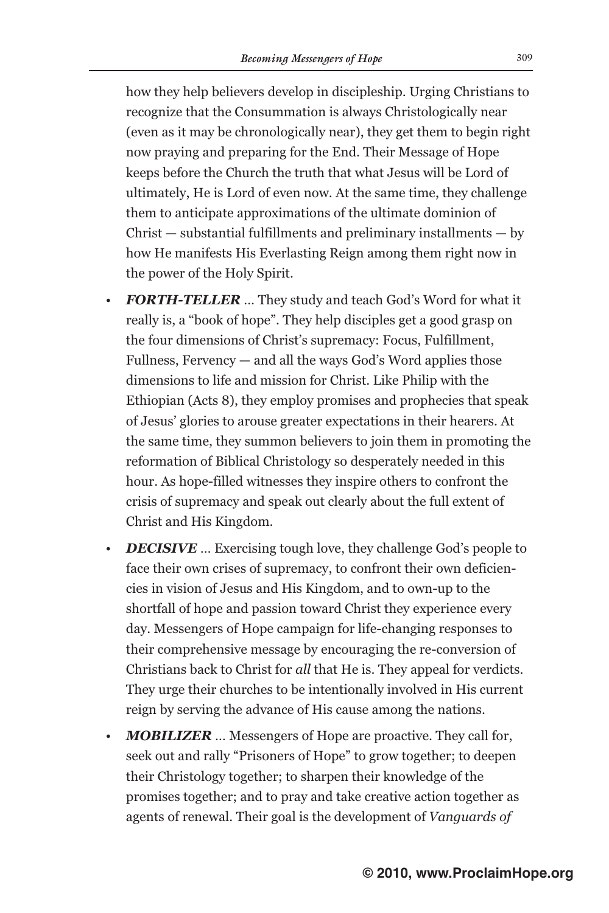how they help believers develop in discipleship. Urging Christians to recognize that the Consummation is always Christologically near (even as it may be chronologically near), they get them to begin right now praying and preparing for the End. Their Message of Hope keeps before the Church the truth that what Jesus will be Lord of ultimately, He is Lord of even now. At the same time, they challenge them to anticipate approximations of the ultimate dominion of Christ — substantial fulfillments and preliminary installments — by how He manifests His Everlasting Reign among them right now in the power of the Holy Spirit.

- ***FORTH-TELLER*** ... They study and teach God's Word for what it really is, a "book of hope". They help disciples get a good grasp on the four dimensions of Christ's supremacy: Focus, Fulfillment, Fullness, Fervency — and all the ways God's Word applies those dimensions to life and mission for Christ. Like Philip with the Ethiopian (Acts 8), they employ promises and prophecies that speak of Jesus' glories to arouse greater expectations in their hearers. At the same time, they summon believers to join them in promoting the reformation of Biblical Christology so desperately needed in this hour. As hope-filled witnesses they inspire others to confront the crisis of supremacy and speak out clearly about the full extent of Christ and His Kingdom.
- ***DECISIVE*** ... Exercising tough love, they challenge God's people to face their own crises of supremacy, to confront their own deficiencies in vision of Jesus and His Kingdom, and to own-up to the shortfall of hope and passion toward Christ they experience every day. Messengers of Hope campaign for life-changing responses to their comprehensive message by encouraging the re-conversion of Christians back to Christ for *all* that He is. They appeal for verdicts. They urge their churches to be intentionally involved in His current reign by serving the advance of His cause among the nations.
- ***MOBILIZER*** ... Messengers of Hope are proactive. They call for, seek out and rally "Prisoners of Hope" to grow together; to deepen their Christology together; to sharpen their knowledge of the promises together; and to pray and take creative action together as agents of renewal. Their goal is the development of *Vanguards of*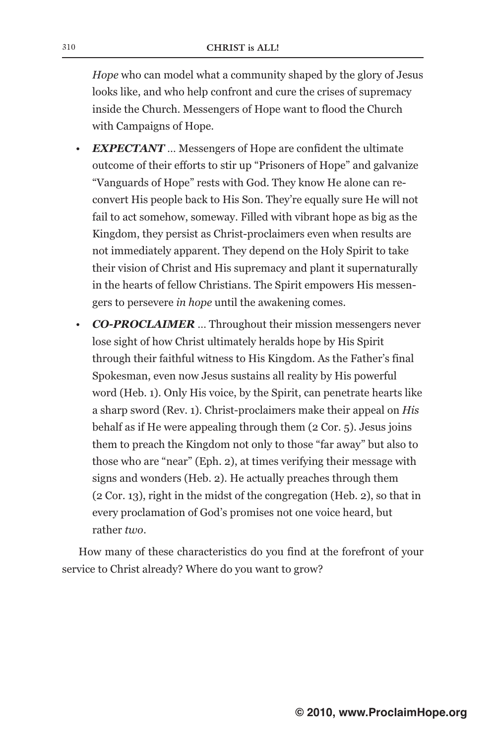*Hope* who can model what a community shaped by the glory of Jesus looks like, and who help confront and cure the crises of supremacy inside the Church. Messengers of Hope want to flood the Church with Campaigns of Hope.

- ***EXPECTANT*** … Messengers of Hope are confident the ultimate outcome of their efforts to stir up "Prisoners of Hope" and galvanize "Vanguards of Hope" rests with God. They know He alone can reconvert His people back to His Son. They're equally sure He will not fail to act somehow, someway. Filled with vibrant hope as big as the Kingdom, they persist as Christ-proclaimers even when results are not immediately apparent. They depend on the Holy Spirit to take their vision of Christ and His supremacy and plant it supernaturally in the hearts of fellow Christians. The Spirit empowers His messengers to persevere *in hope* until the awakening comes.
- ***CO-PROCLAIMER*** … Throughout their mission messengers never lose sight of how Christ ultimately heralds hope by His Spirit through their faithful witness to His Kingdom. As the Father's final Spokesman, even now Jesus sustains all reality by His powerful word (Heb. 1). Only His voice, by the Spirit, can penetrate hearts like a sharp sword (Rev. 1). Christ-proclaimers make their appeal on *His* behalf as if He were appealing through them (2 Cor. 5). Jesus joins them to preach the Kingdom not only to those "far away" but also to those who are "near" (Eph. 2), at times verifying their message with signs and wonders (Heb. 2). He actually preaches through them (2 Cor. 13), right in the midst of the congregation (Heb. 2), so that in every proclamation of God's promises not one voice heard, but rather *two*.

How many of these characteristics do you find at the forefront of your service to Christ already? Where do you want to grow?

**© 2010, www.ProclaimHope.org**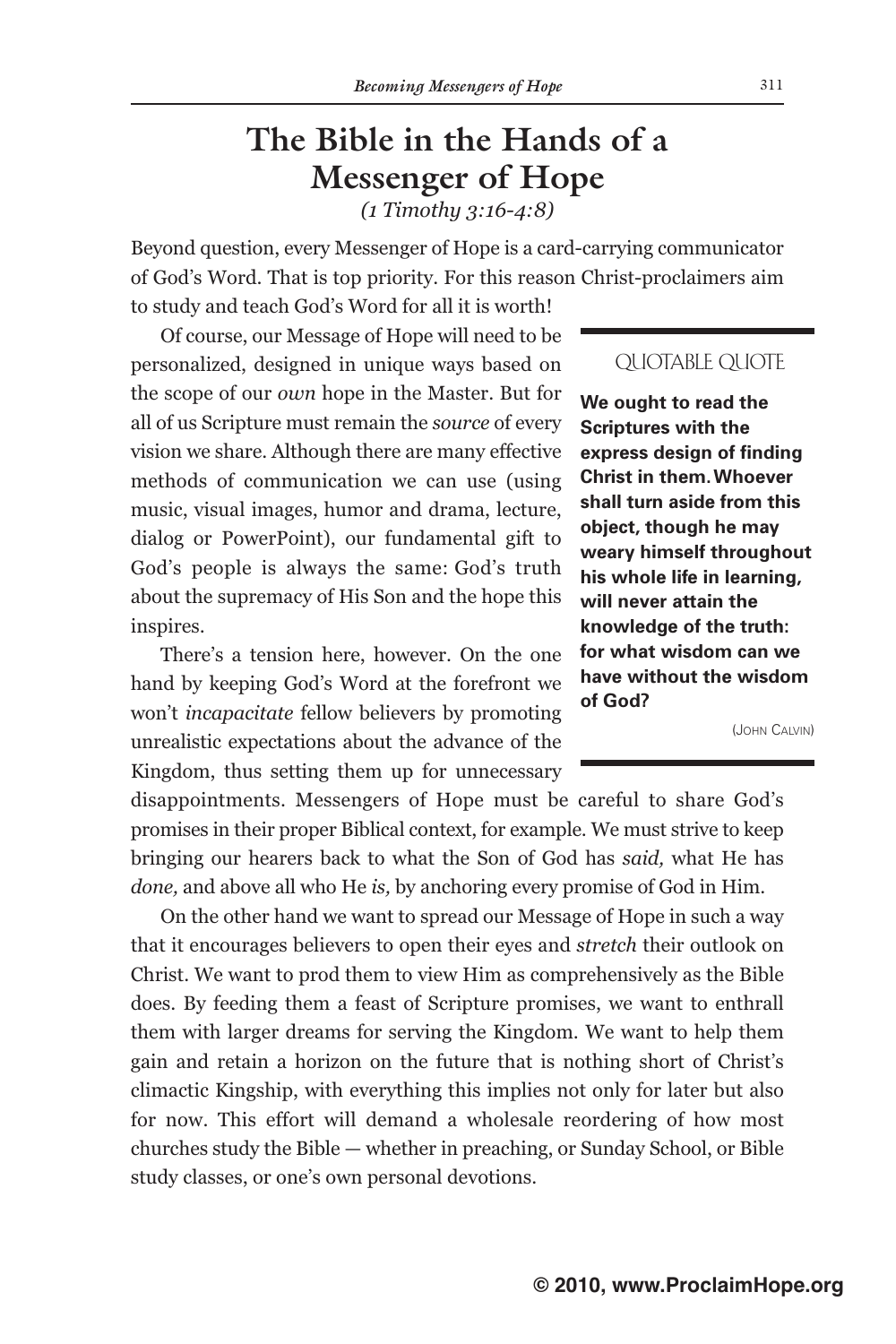# The Bible in the Hands of a Messenger of Hope

*(1 Timothy 3:16-4:8)*

Beyond question, every Messenger of Hope is a card-carrying communicator of God's Word. That is top priority. For this reason Christ-proclaimers aim to study and teach God's Word for all it is worth!

Of course, our Message of Hope will need to be personalized, designed in unique ways based on the scope of our *own* hope in the Master. But for all of us Scripture must remain the *source* of every vision we share. Although there are many effective methods of communication we can use (using music, visual images, humor and drama, lecture, dialog or PowerPoint), our fundamental gift to God's people is always the same: God's truth about the supremacy of His Son and the hope this inspires.

> QUOTABLE QUOTE
>
> **We ought to read the Scriptures with the express design of finding Christ in them. Whoever shall turn aside from this object, though he may weary himself throughout his whole life in learning, will never attain the knowledge of the truth: for what wisdom can we have without the wisdom of God?**
>
> (JOHN CALVIN)

There's a tension here, however. On the one hand by keeping God's Word at the forefront we won't *incapacitate* fellow believers by promoting unrealistic expectations about the advance of the Kingdom, thus setting them up for unnecessary disappointments. Messengers of Hope must be careful to share God's promises in their proper Biblical context, for example. We must strive to keep bringing our hearers back to what the Son of God has *said,* what He has *done,* and above all who He *is,* by anchoring every promise of God in Him.

On the other hand we want to spread our Message of Hope in such a way that it encourages believers to open their eyes and *stretch* their outlook on Christ. We want to prod them to view Him as comprehensively as the Bible does. By feeding them a feast of Scripture promises, we want to enthrall them with larger dreams for serving the Kingdom. We want to help them gain and retain a horizon on the future that is nothing short of Christ's climactic Kingship, with everything this implies not only for later but also for now. This effort will demand a wholesale reordering of how most churches study the Bible — whether in preaching, or Sunday School, or Bible study classes, or one's own personal devotions.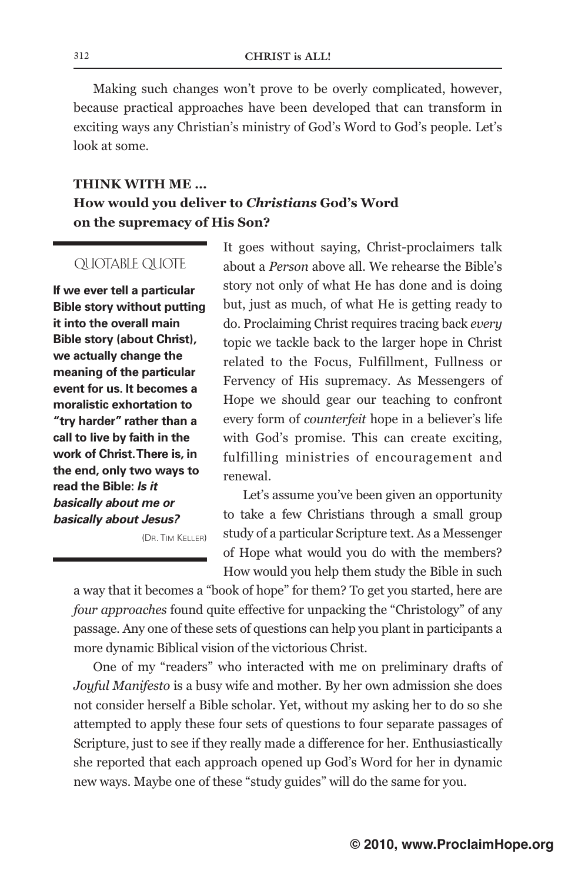Making such changes won't prove to be overly complicated, however, because practical approaches have been developed that can transform in exciting ways any Christian's ministry of God's Word to God's people. Let's look at some.

## THINK WITH ME …
## How would you deliver to *Christians* God's Word on the supremacy of His Son?

> QUOTABLE QUOTE
>
> **If we ever tell a particular Bible story without putting it into the overall main Bible story (about Christ), we actually change the meaning of the particular event for us. It becomes a moralistic exhortation to "try harder" rather than a call to live by faith in the work of Christ. There is, in the end, only two ways to read the Bible: *Is it basically about me or basically about Jesus?***
>
> (DR. TIM KELLER)

It goes without saying, Christ-proclaimers talk about a *Person* above all. We rehearse the Bible's story not only of what He has done and is doing but, just as much, of what He is getting ready to do. Proclaiming Christ requires tracing back *every* topic we tackle back to the larger hope in Christ related to the Focus, Fulfillment, Fullness or Fervency of His supremacy. As Messengers of Hope we should gear our teaching to confront every form of *counterfeit* hope in a believer's life with God's promise. This can create exciting, fulfilling ministries of encouragement and renewal.

Let's assume you've been given an opportunity to take a few Christians through a small group study of a particular Scripture text. As a Messenger of Hope what would you do with the members? How would you help them study the Bible in such a way that it becomes a "book of hope" for them? To get you started, here are *four approaches* found quite effective for unpacking the "Christology" of any passage. Any one of these sets of questions can help you plant in participants a more dynamic Biblical vision of the victorious Christ.

One of my "readers" who interacted with me on preliminary drafts of *Joyful Manifesto* is a busy wife and mother. By her own admission she does not consider herself a Bible scholar. Yet, without my asking her to do so she attempted to apply these four sets of questions to four separate passages of Scripture, just to see if they really made a difference for her. Enthusiastically she reported that each approach opened up God's Word for her in dynamic new ways. Maybe one of these "study guides" will do the same for you.

**© 2010, www.ProclaimHope.org**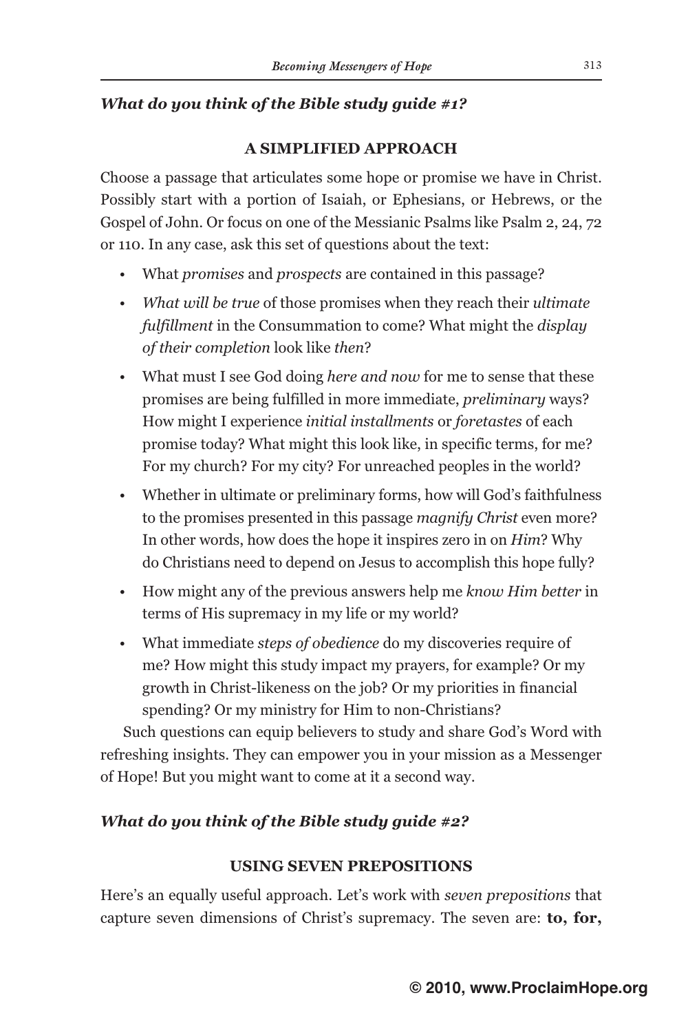***What do you think of the Bible study guide #1?***

### A SIMPLIFIED APPROACH

Choose a passage that articulates some hope or promise we have in Christ. Possibly start with a portion of Isaiah, or Ephesians, or Hebrews, or the Gospel of John. Or focus on one of the Messianic Psalms like Psalm 2, 24, 72 or 110. In any case, ask this set of questions about the text:

- What *promises* and *prospects* are contained in this passage?
- *What will be true* of those promises when they reach their *ultimate fulfillment* in the Consummation to come? What might the *display of their completion* look like *then*?
- What must I see God doing *here and now* for me to sense that these promises are being fulfilled in more immediate, *preliminary* ways? How might I experience *initial installments* or *foretastes* of each promise today? What might this look like, in specific terms, for me? For my church? For my city? For unreached peoples in the world?
- Whether in ultimate or preliminary forms, how will God's faithfulness to the promises presented in this passage *magnify Christ* even more? In other words, how does the hope it inspires zero in on *Him*? Why do Christians need to depend on Jesus to accomplish this hope fully?
- How might any of the previous answers help me *know Him better* in terms of His supremacy in my life or my world?
- What immediate *steps of obedience* do my discoveries require of me? How might this study impact my prayers, for example? Or my growth in Christ-likeness on the job? Or my priorities in financial spending? Or my ministry for Him to non-Christians?

Such questions can equip believers to study and share God's Word with refreshing insights. They can empower you in your mission as a Messenger of Hope! But you might want to come at it a second way.

***What do you think of the Bible study guide #2?***

### USING SEVEN PREPOSITIONS

Here's an equally useful approach. Let's work with *seven prepositions* that capture seven dimensions of Christ's supremacy. The seven are: **to, for,**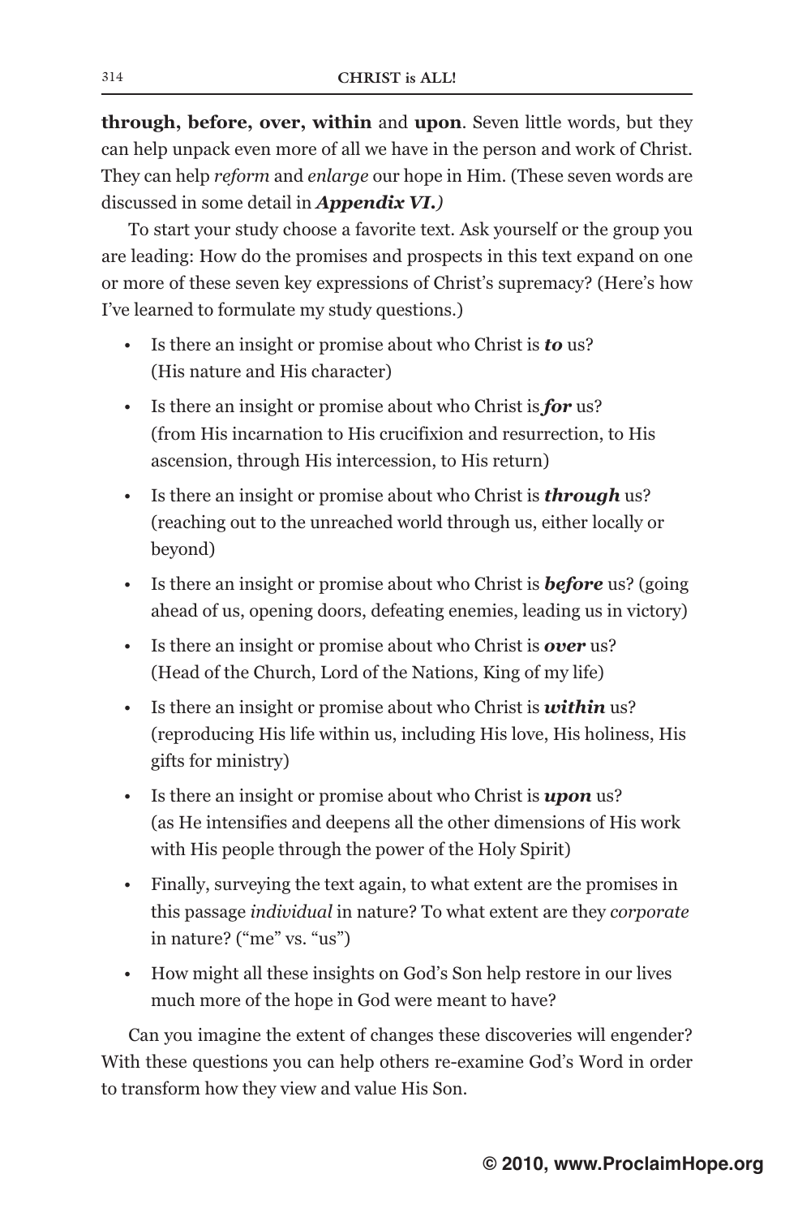**through, before, over, within** and **upon**. Seven little words, but they can help unpack even more of all we have in the person and work of Christ. They can help *reform* and *enlarge* our hope in Him. (These seven words are discussed in some detail in ***Appendix VI.)***

To start your study choose a favorite text. Ask yourself or the group you are leading: How do the promises and prospects in this text expand on one or more of these seven key expressions of Christ's supremacy? (Here's how I've learned to formulate my study questions.)

- Is there an insight or promise about who Christ is ***to*** us? (His nature and His character)
- Is there an insight or promise about who Christ is ***for*** us? (from His incarnation to His crucifixion and resurrection, to His ascension, through His intercession, to His return)
- Is there an insight or promise about who Christ is ***through*** us? (reaching out to the unreached world through us, either locally or beyond)
- Is there an insight or promise about who Christ is ***before*** us? (going ahead of us, opening doors, defeating enemies, leading us in victory)
- Is there an insight or promise about who Christ is ***over*** us? (Head of the Church, Lord of the Nations, King of my life)
- Is there an insight or promise about who Christ is ***within*** us? (reproducing His life within us, including His love, His holiness, His gifts for ministry)
- Is there an insight or promise about who Christ is ***upon*** us? (as He intensifies and deepens all the other dimensions of His work with His people through the power of the Holy Spirit)
- Finally, surveying the text again, to what extent are the promises in this passage *individual* in nature? To what extent are they *corporate* in nature? ("me" vs. "us")
- How might all these insights on God's Son help restore in our lives much more of the hope in God were meant to have?

Can you imagine the extent of changes these discoveries will engender? With these questions you can help others re-examine God's Word in order to transform how they view and value His Son.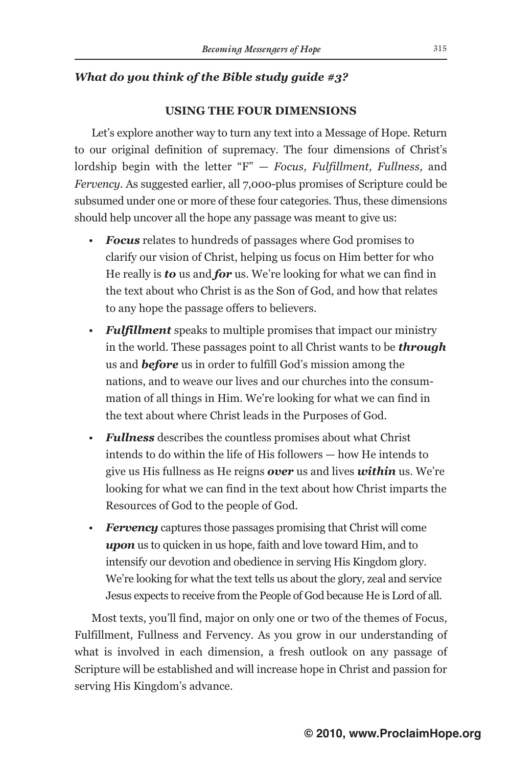***What do you think of the Bible study guide #3?***

**USING THE FOUR DIMENSIONS**

Let's explore another way to turn any text into a Message of Hope. Return to our original definition of supremacy. The four dimensions of Christ's lordship begin with the letter "F" — *Focus, Fulfillment, Fullness,* and *Fervency*. As suggested earlier, all 7,000-plus promises of Scripture could be subsumed under one or more of these four categories. Thus, these dimensions should help uncover all the hope any passage was meant to give us:

- ***Focus*** relates to hundreds of passages where God promises to clarify our vision of Christ, helping us focus on Him better for who He really is ***to*** us and ***for*** us. We're looking for what we can find in the text about who Christ is as the Son of God, and how that relates to any hope the passage offers to believers.
- ***Fulfillment*** speaks to multiple promises that impact our ministry in the world. These passages point to all Christ wants to be ***through*** us and ***before*** us in order to fulfill God's mission among the nations, and to weave our lives and our churches into the consummation of all things in Him. We're looking for what we can find in the text about where Christ leads in the Purposes of God.
- ***Fullness*** describes the countless promises about what Christ intends to do within the life of His followers — how He intends to give us His fullness as He reigns ***over*** us and lives ***within*** us. We're looking for what we can find in the text about how Christ imparts the Resources of God to the people of God.
- ***Fervency*** captures those passages promising that Christ will come ***upon*** us to quicken in us hope, faith and love toward Him, and to intensify our devotion and obedience in serving His Kingdom glory. We're looking for what the text tells us about the glory, zeal and service Jesus expects to receive from the People of God because He is Lord of all.

Most texts, you'll find, major on only one or two of the themes of Focus, Fulfillment, Fullness and Fervency. As you grow in our understanding of what is involved in each dimension, a fresh outlook on any passage of Scripture will be established and will increase hope in Christ and passion for serving His Kingdom's advance.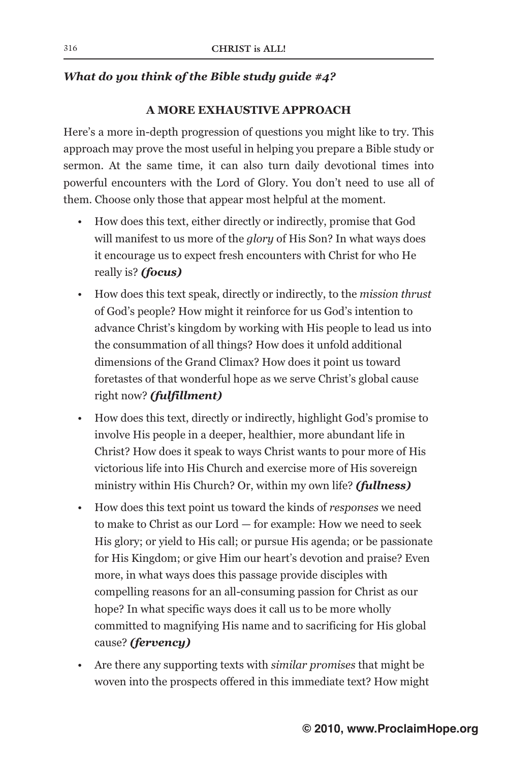***What do you think of the Bible study guide #4?***

## A MORE EXHAUSTIVE APPROACH

Here's a more in-depth progression of questions you might like to try. This approach may prove the most useful in helping you prepare a Bible study or sermon. At the same time, it can also turn daily devotional times into powerful encounters with the Lord of Glory. You don't need to use all of them. Choose only those that appear most helpful at the moment.

- How does this text, either directly or indirectly, promise that God will manifest to us more of the *glory* of His Son? In what ways does it encourage us to expect fresh encounters with Christ for who He really is? ***(focus)***
- How does this text speak, directly or indirectly, to the *mission thrust* of God's people? How might it reinforce for us God's intention to advance Christ's kingdom by working with His people to lead us into the consummation of all things? How does it unfold additional dimensions of the Grand Climax? How does it point us toward foretastes of that wonderful hope as we serve Christ's global cause right now? ***(fulfillment)***
- How does this text, directly or indirectly, highlight God's promise to involve His people in a deeper, healthier, more abundant life in Christ? How does it speak to ways Christ wants to pour more of His victorious life into His Church and exercise more of His sovereign ministry within His Church? Or, within my own life? ***(fullness)***
- How does this text point us toward the kinds of *responses* we need to make to Christ as our Lord — for example: How we need to seek His glory; or yield to His call; or pursue His agenda; or be passionate for His Kingdom; or give Him our heart's devotion and praise? Even more, in what ways does this passage provide disciples with compelling reasons for an all-consuming passion for Christ as our hope? In what specific ways does it call us to be more wholly committed to magnifying His name and to sacrificing for His global cause? ***(fervency)***
- Are there any supporting texts with *similar promises* that might be woven into the prospects offered in this immediate text? How might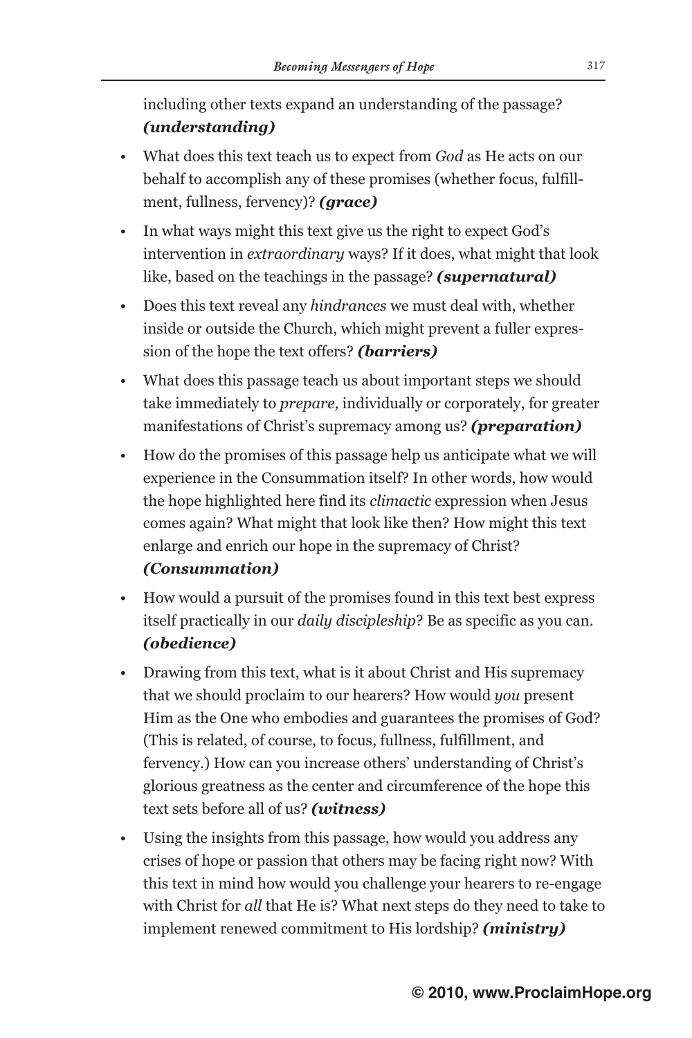including other texts expand an understanding of the passage? ***(understanding)***

- What does this text teach us to expect from *God* as He acts on our behalf to accomplish any of these promises (whether focus, fulfillment, fullness, fervency)? ***(grace)***
- In what ways might this text give us the right to expect God's intervention in *extraordinary* ways? If it does, what might that look like, based on the teachings in the passage? ***(supernatural)***
- Does this text reveal any *hindrances* we must deal with, whether inside or outside the Church, which might prevent a fuller expression of the hope the text offers? ***(barriers)***
- What does this passage teach us about important steps we should take immediately to *prepare,* individually or corporately, for greater manifestations of Christ's supremacy among us? ***(preparation)***
- How do the promises of this passage help us anticipate what we will experience in the Consummation itself? In other words, how would the hope highlighted here find its *climactic* expression when Jesus comes again? What might that look like then? How might this text enlarge and enrich our hope in the supremacy of Christ? ***(Consummation)***
- How would a pursuit of the promises found in this text best express itself practically in our *daily discipleship*? Be as specific as you can. ***(obedience)***
- Drawing from this text, what is it about Christ and His supremacy that we should proclaim to our hearers? How would *you* present Him as the One who embodies and guarantees the promises of God? (This is related, of course, to focus, fullness, fulfillment, and fervency.) How can you increase others' understanding of Christ's glorious greatness as the center and circumference of the hope this text sets before all of us? ***(witness)***
- Using the insights from this passage, how would you address any crises of hope or passion that others may be facing right now? With this text in mind how would you challenge your hearers to re-engage with Christ for *all* that He is? What next steps do they need to take to implement renewed commitment to His lordship? ***(ministry)***

**© 2010, www.ProclaimHope.org**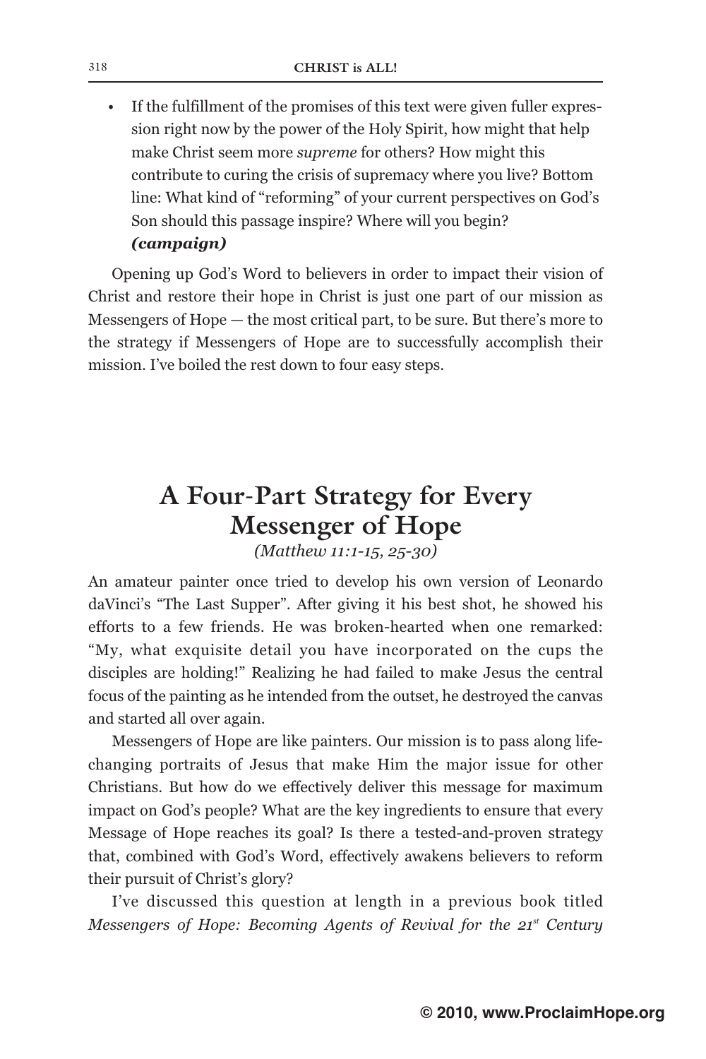- If the fulfillment of the promises of this text were given fuller expression right now by the power of the Holy Spirit, how might that help make Christ seem more *supreme* for others? How might this contribute to curing the crisis of supremacy where you live? Bottom line: What kind of "reforming" of your current perspectives on God's Son should this passage inspire? Where will you begin? ***(campaign)***

Opening up God's Word to believers in order to impact their vision of Christ and restore their hope in Christ is just one part of our mission as Messengers of Hope — the most critical part, to be sure. But there's more to the strategy if Messengers of Hope are to successfully accomplish their mission. I've boiled the rest down to four easy steps.

## A Four-Part Strategy for Every Messenger of Hope

*(Matthew 11:1-15, 25-30)*

An amateur painter once tried to develop his own version of Leonardo daVinci's "The Last Supper". After giving it his best shot, he showed his efforts to a few friends. He was broken-hearted when one remarked: "My, what exquisite detail you have incorporated on the cups the disciples are holding!" Realizing he had failed to make Jesus the central focus of the painting as he intended from the outset, he destroyed the canvas and started all over again.

Messengers of Hope are like painters. Our mission is to pass along life-changing portraits of Jesus that make Him the major issue for other Christians. But how do we effectively deliver this message for maximum impact on God's people? What are the key ingredients to ensure that every Message of Hope reaches its goal? Is there a tested-and-proven strategy that, combined with God's Word, effectively awakens believers to reform their pursuit of Christ's glory?

I've discussed this question at length in a previous book titled *Messengers of Hope: Becoming Agents of Revival for the 21st Century*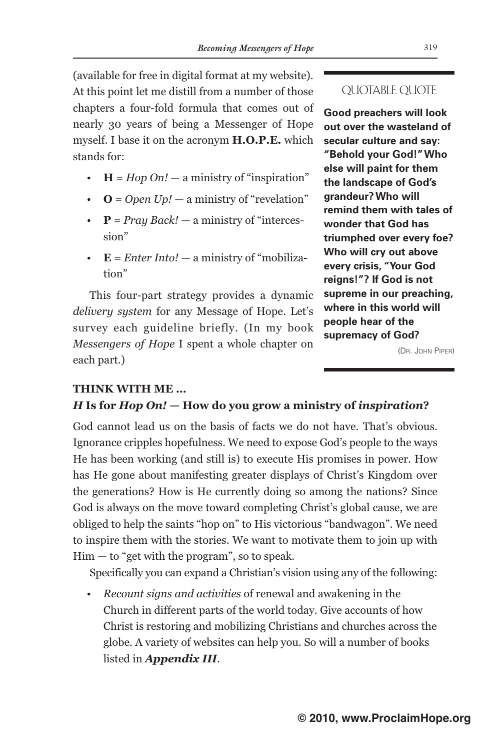(available for free in digital format at my website). At this point let me distill from a number of those chapters a four-fold formula that comes out of nearly 30 years of being a Messenger of Hope myself. I base it on the acronym **H.O.P.E.** which stands for:

- **H** = *Hop On!* — a ministry of "inspiration"
- **O** = *Open Up!* — a ministry of "revelation"
- **P** = *Pray Back!* — a ministry of "intercession"
- **E** = *Enter Into!* — a ministry of "mobilization"

This four-part strategy provides a dynamic *delivery system* for any Message of Hope. Let's survey each guideline briefly. (In my book *Messengers of Hope* I spent a whole chapter on each part.)

> QUOTABLE QUOTE
>
> **Good preachers will look out over the wasteland of secular culture and say: "Behold your God!" Who else will paint for them the landscape of God's grandeur? Who will remind them with tales of wonder that God has triumphed over every foe? Who will cry out above every crisis, "Your God reigns!"? If God is not supreme in our preaching, where in this world will people hear of the supremacy of God?**
>
> (Dr. John Piper)

**THINK WITH ME ...**

### *H* Is for *Hop On!* — How do you grow a ministry of *inspiration*?

God cannot lead us on the basis of facts we do not have. That's obvious. Ignorance cripples hopefulness. We need to expose God's people to the ways He has been working (and still is) to execute His promises in power. How has He gone about manifesting greater displays of Christ's Kingdom over the generations? How is He currently doing so among the nations? Since God is always on the move toward completing Christ's global cause, we are obliged to help the saints "hop on" to His victorious "bandwagon". We need to inspire them with the stories. We want to motivate them to join up with Him — to "get with the program", so to speak.

Specifically you can expand a Christian's vision using any of the following:

- *Recount signs and activities* of renewal and awakening in the Church in different parts of the world today. Give accounts of how Christ is restoring and mobilizing Christians and churches across the globe. A variety of websites can help you. So will a number of books listed in ***Appendix III***.

**© 2010, www.ProclaimHope.org**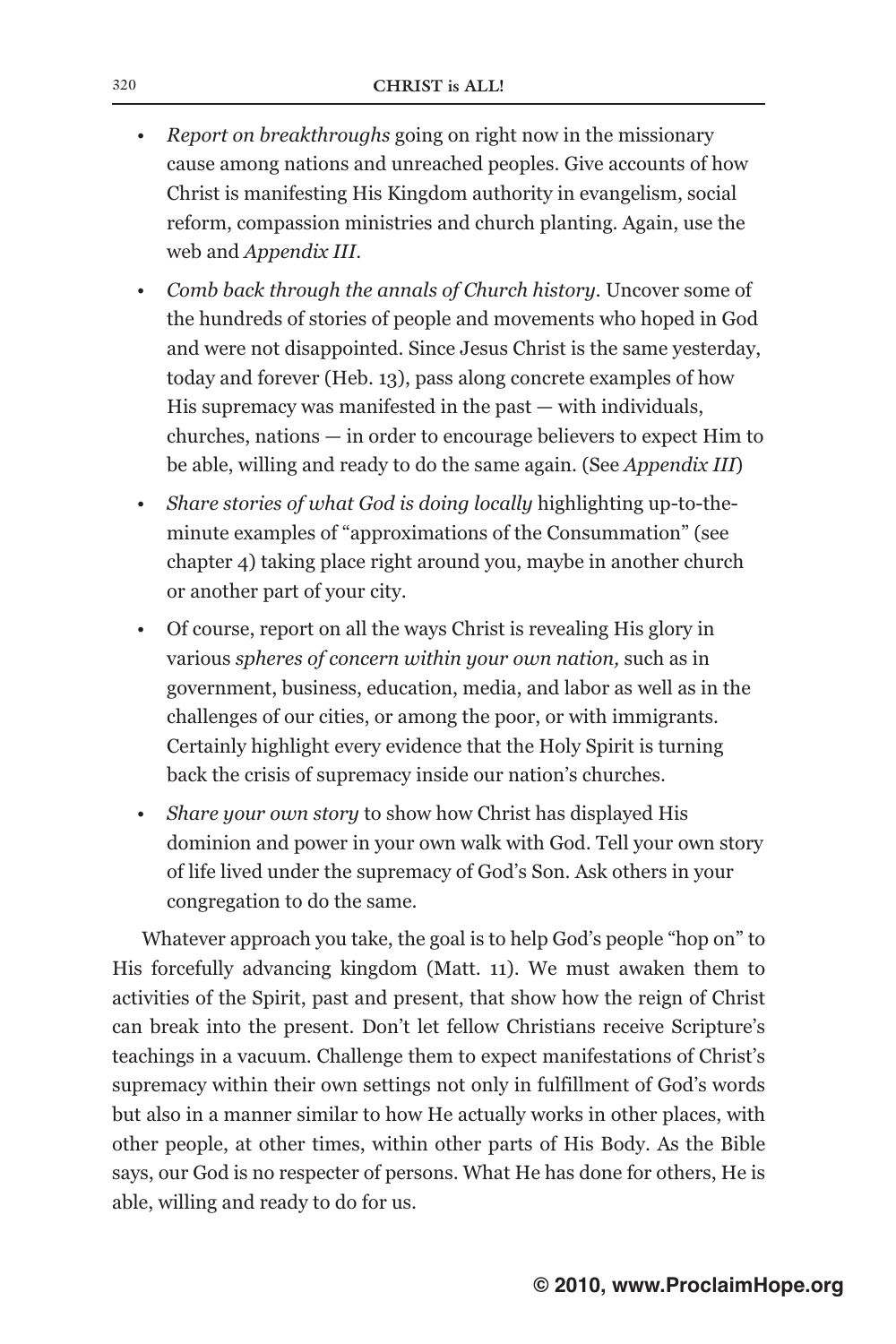- *Report on breakthroughs* going on right now in the missionary cause among nations and unreached peoples. Give accounts of how Christ is manifesting His Kingdom authority in evangelism, social reform, compassion ministries and church planting. Again, use the web and *Appendix III*.
- *Comb back through the annals of Church history*. Uncover some of the hundreds of stories of people and movements who hoped in God and were not disappointed. Since Jesus Christ is the same yesterday, today and forever (Heb. 13), pass along concrete examples of how His supremacy was manifested in the past — with individuals, churches, nations — in order to encourage believers to expect Him to be able, willing and ready to do the same again. (See *Appendix III*)
- *Share stories of what God is doing locally* highlighting up-to-the-minute examples of "approximations of the Consummation" (see chapter 4) taking place right around you, maybe in another church or another part of your city.
- Of course, report on all the ways Christ is revealing His glory in various *spheres of concern within your own nation,* such as in government, business, education, media, and labor as well as in the challenges of our cities, or among the poor, or with immigrants. Certainly highlight every evidence that the Holy Spirit is turning back the crisis of supremacy inside our nation's churches.
- *Share your own story* to show how Christ has displayed His dominion and power in your own walk with God. Tell your own story of life lived under the supremacy of God's Son. Ask others in your congregation to do the same.

Whatever approach you take, the goal is to help God's people "hop on" to His forcefully advancing kingdom (Matt. 11). We must awaken them to activities of the Spirit, past and present, that show how the reign of Christ can break into the present. Don't let fellow Christians receive Scripture's teachings in a vacuum. Challenge them to expect manifestations of Christ's supremacy within their own settings not only in fulfillment of God's words but also in a manner similar to how He actually works in other places, with other people, at other times, within other parts of His Body. As the Bible says, our God is no respecter of persons. What He has done for others, He is able, willing and ready to do for us.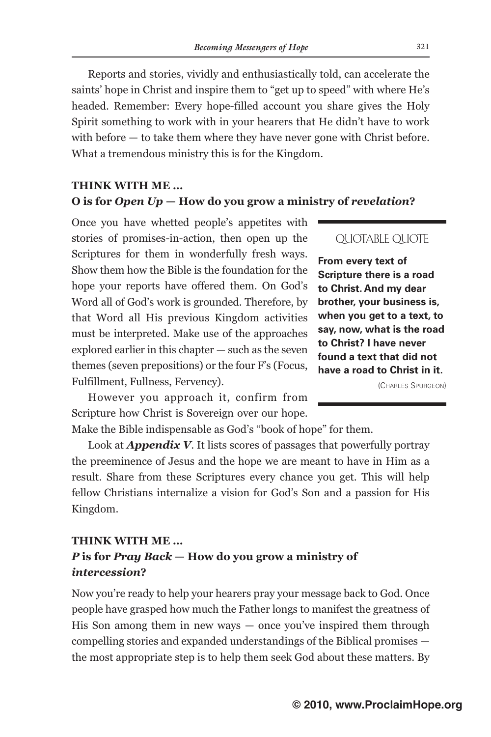Reports and stories, vividly and enthusiastically told, can accelerate the saints' hope in Christ and inspire them to "get up to speed" with where He's headed. Remember: Every hope-filled account you share gives the Holy Spirit something to work with in your hearers that He didn't have to work with before — to take them where they have never gone with Christ before. What a tremendous ministry this is for the Kingdom.

**THINK WITH ME ...**

### O is for *Open Up* — How do you grow a ministry of *revelation*?

Once you have whetted people's appetites with stories of promises-in-action, then open up the Scriptures for them in wonderfully fresh ways. Show them how the Bible is the foundation for the hope your reports have offered them. On God's Word all of God's work is grounded. Therefore, by that Word all His previous Kingdom activities must be interpreted. Make use of the approaches explored earlier in this chapter — such as the seven themes (seven prepositions) or the four F's (Focus, Fulfillment, Fullness, Fervency).

> QUOTABLE QUOTE
>
> **From every text of Scripture there is a road to Christ. And my dear brother, your business is, when you get to a text, to say, now, what is the road to Christ? I have never found a text that did not have a road to Christ in it.**
>
> (Charles Spurgeon)

However you approach it, confirm from Scripture how Christ is Sovereign over our hope. Make the Bible indispensable as God's "book of hope" for them.

Look at ***Appendix V***. It lists scores of passages that powerfully portray the preeminence of Jesus and the hope we are meant to have in Him as a result. Share from these Scriptures every chance you get. This will help fellow Christians internalize a vision for God's Son and a passion for His Kingdom.

**THINK WITH ME ...**

### *P* is for *Pray Back* — How do you grow a ministry of *intercession*?

Now you're ready to help your hearers pray your message back to God. Once people have grasped how much the Father longs to manifest the greatness of His Son among them in new ways — once you've inspired them through compelling stories and expanded understandings of the Biblical promises — the most appropriate step is to help them seek God about these matters. By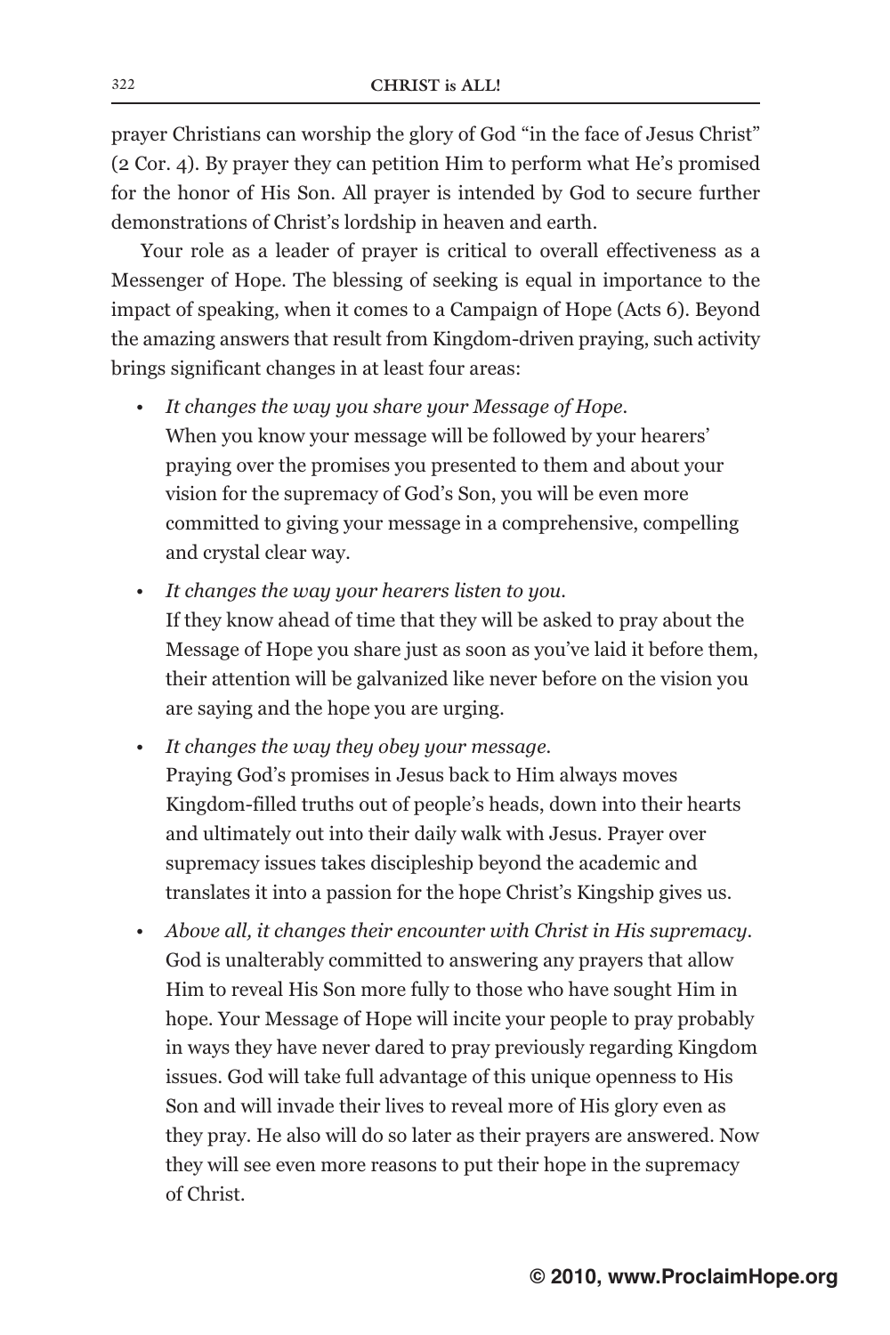prayer Christians can worship the glory of God "in the face of Jesus Christ" (2 Cor. 4). By prayer they can petition Him to perform what He's promised for the honor of His Son. All prayer is intended by God to secure further demonstrations of Christ's lordship in heaven and earth.

Your role as a leader of prayer is critical to overall effectiveness as a Messenger of Hope. The blessing of seeking is equal in importance to the impact of speaking, when it comes to a Campaign of Hope (Acts 6). Beyond the amazing answers that result from Kingdom-driven praying, such activity brings significant changes in at least four areas:

- *It changes the way you share your Message of Hope.*
  When you know your message will be followed by your hearers' praying over the promises you presented to them and about your vision for the supremacy of God's Son, you will be even more committed to giving your message in a comprehensive, compelling and crystal clear way.
- *It changes the way your hearers listen to you.*
  If they know ahead of time that they will be asked to pray about the Message of Hope you share just as soon as you've laid it before them, their attention will be galvanized like never before on the vision you are saying and the hope you are urging.
- *It changes the way they obey your message.*
  Praying God's promises in Jesus back to Him always moves Kingdom-filled truths out of people's heads, down into their hearts and ultimately out into their daily walk with Jesus. Prayer over supremacy issues takes discipleship beyond the academic and translates it into a passion for the hope Christ's Kingship gives us.
- *Above all, it changes their encounter with Christ in His supremacy.*
  God is unalterably committed to answering any prayers that allow Him to reveal His Son more fully to those who have sought Him in hope. Your Message of Hope will incite your people to pray probably in ways they have never dared to pray previously regarding Kingdom issues. God will take full advantage of this unique openness to His Son and will invade their lives to reveal more of His glory even as they pray. He also will do so later as their prayers are answered. Now they will see even more reasons to put their hope in the supremacy of Christ.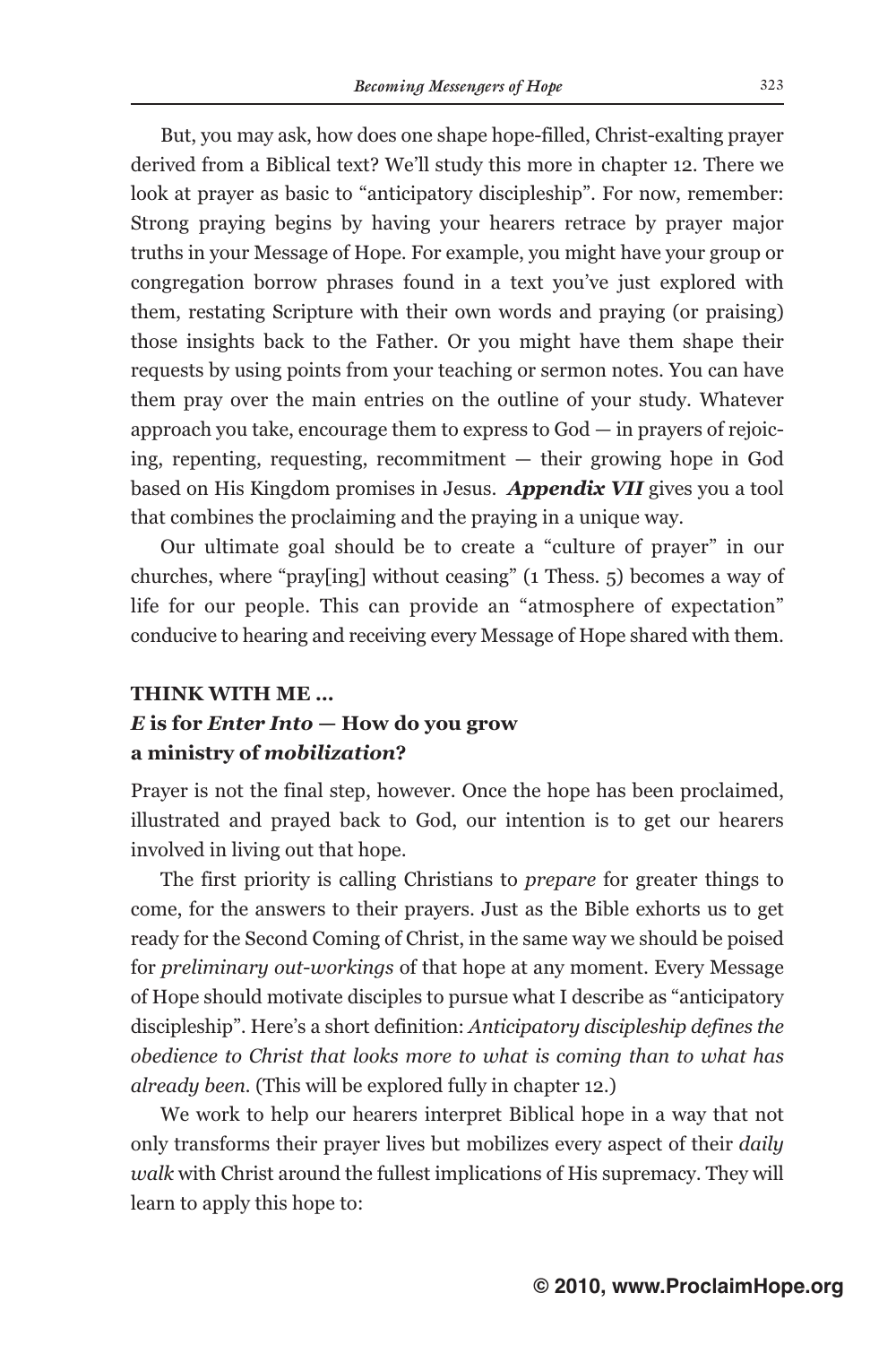But, you may ask, how does one shape hope-filled, Christ-exalting prayer derived from a Biblical text? We'll study this more in chapter 12. There we look at prayer as basic to "anticipatory discipleship". For now, remember: Strong praying begins by having your hearers retrace by prayer major truths in your Message of Hope. For example, you might have your group or congregation borrow phrases found in a text you've just explored with them, restating Scripture with their own words and praying (or praising) those insights back to the Father. Or you might have them shape their requests by using points from your teaching or sermon notes. You can have them pray over the main entries on the outline of your study. Whatever approach you take, encourage them to express to God — in prayers of rejoicing, repenting, requesting, recommitment — their growing hope in God based on His Kingdom promises in Jesus. ***Appendix VII*** gives you a tool that combines the proclaiming and the praying in a unique way.

Our ultimate goal should be to create a "culture of prayer" in our churches, where "pray[ing] without ceasing" (1 Thess. 5) becomes a way of life for our people. This can provide an "atmosphere of expectation" conducive to hearing and receiving every Message of Hope shared with them.

**THINK WITH ME ...**

### ***E* is for *Enter Into* — How do you grow a ministry of *mobilization*?**

Prayer is not the final step, however. Once the hope has been proclaimed, illustrated and prayed back to God, our intention is to get our hearers involved in living out that hope.

The first priority is calling Christians to *prepare* for greater things to come, for the answers to their prayers. Just as the Bible exhorts us to get ready for the Second Coming of Christ, in the same way we should be poised for *preliminary out-workings* of that hope at any moment. Every Message of Hope should motivate disciples to pursue what I describe as "anticipatory discipleship". Here's a short definition: *Anticipatory discipleship defines the obedience to Christ that looks more to what is coming than to what has already been.* (This will be explored fully in chapter 12.)

We work to help our hearers interpret Biblical hope in a way that not only transforms their prayer lives but mobilizes every aspect of their *daily walk* with Christ around the fullest implications of His supremacy. They will learn to apply this hope to: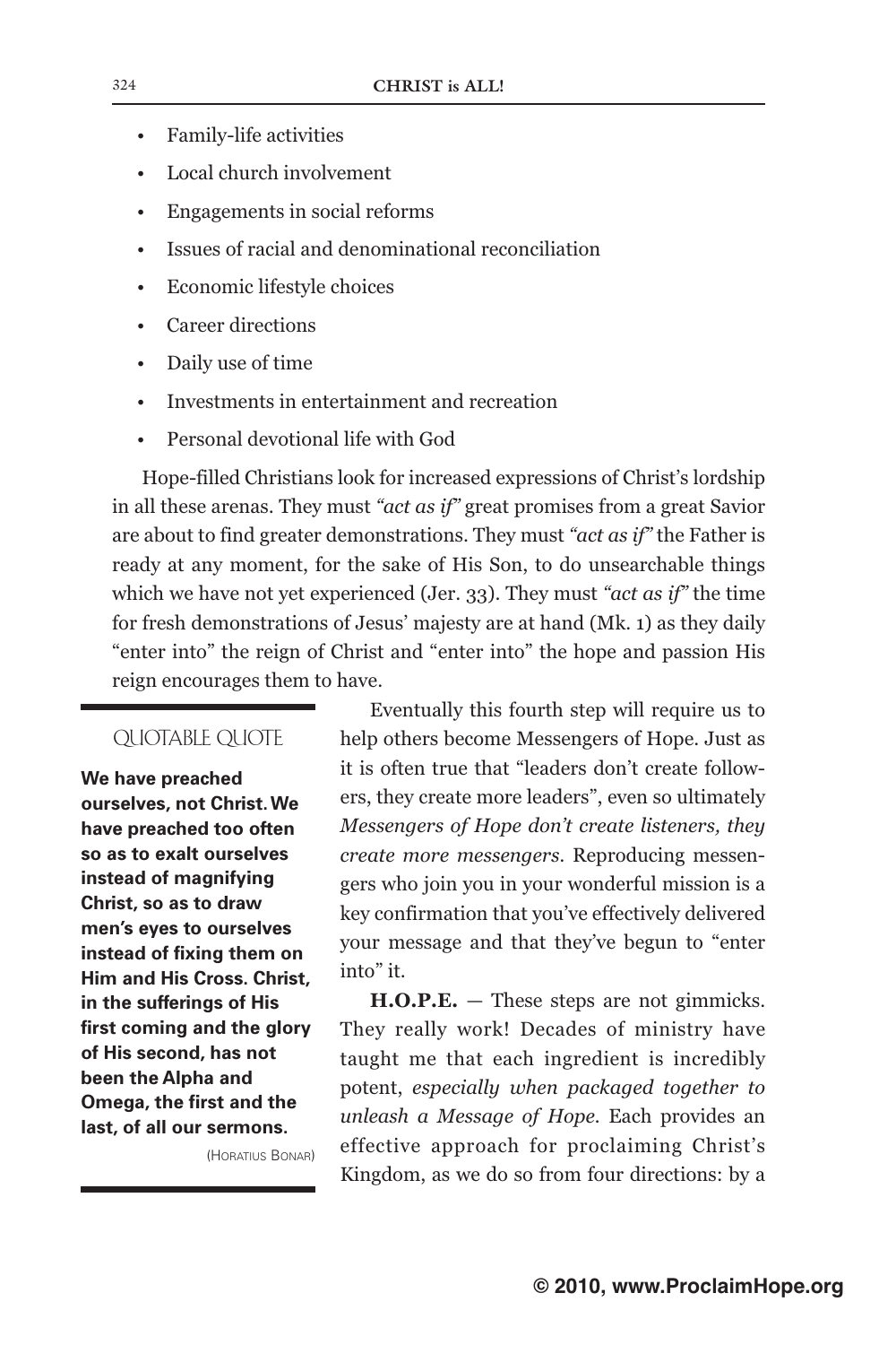- Family-life activities
- Local church involvement
- Engagements in social reforms
- Issues of racial and denominational reconciliation
- Economic lifestyle choices
- Career directions
- Daily use of time
- Investments in entertainment and recreation
- Personal devotional life with God

Hope-filled Christians look for increased expressions of Christ's lordship in all these arenas. They must *"act as if"* great promises from a great Savior are about to find greater demonstrations. They must *"act as if"* the Father is ready at any moment, for the sake of His Son, to do unsearchable things which we have not yet experienced (Jer. 33). They must *"act as if"* the time for fresh demonstrations of Jesus' majesty are at hand (Mk. 1) as they daily "enter into" the reign of Christ and "enter into" the hope and passion His reign encourages them to have.

Eventually this fourth step will require us to help others become Messengers of Hope. Just as it is often true that "leaders don't create followers, they create more leaders", even so ultimately *Messengers of Hope don't create listeners, they create more messengers*. Reproducing messengers who join you in your wonderful mission is a key confirmation that you've effectively delivered your message and that they've begun to "enter into" it.

**H.O.P.E.** — These steps are not gimmicks. They really work! Decades of ministry have taught me that each ingredient is incredibly potent, *especially when packaged together to unleash a Message of Hope.* Each provides an effective approach for proclaiming Christ's Kingdom, as we do so from four directions: by a

> QUOTABLE QUOTE
>
> **We have preached ourselves, not Christ. We have preached too often so as to exalt ourselves instead of magnifying Christ, so as to draw men's eyes to ourselves instead of fixing them on Him and His Cross. Christ, in the sufferings of His first coming and the glory of His second, has not been the Alpha and Omega, the first and the last, of all our sermons.**
>
> (Horatius Bonar)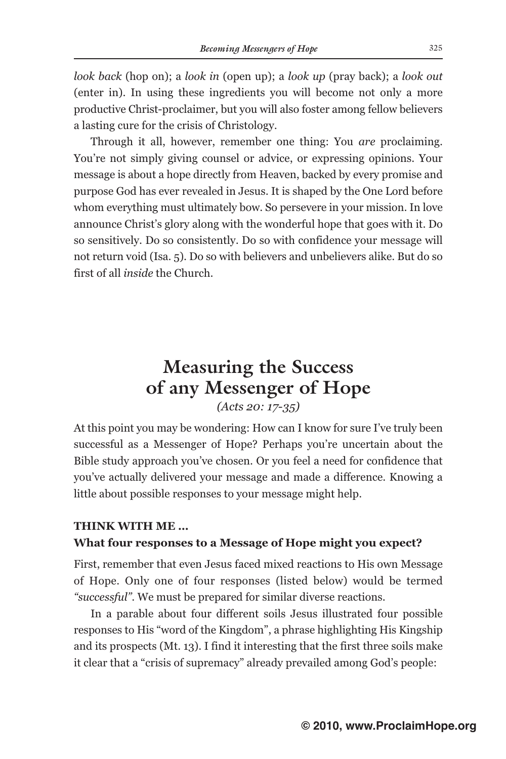*look back* (hop on); a *look in* (open up); a *look up* (pray back); a *look out* (enter in). In using these ingredients you will become not only a more productive Christ-proclaimer, but you will also foster among fellow believers a lasting cure for the crisis of Christology.

Through it all, however, remember one thing: You *are* proclaiming. You're not simply giving counsel or advice, or expressing opinions. Your message is about a hope directly from Heaven, backed by every promise and purpose God has ever revealed in Jesus. It is shaped by the One Lord before whom everything must ultimately bow. So persevere in your mission. In love announce Christ's glory along with the wonderful hope that goes with it. Do so sensitively. Do so consistently. Do so with confidence your message will not return void (Isa. 5). Do so with believers and unbelievers alike. But do so first of all *inside* the Church.

## Measuring the Success of any Messenger of Hope

*(Acts 20: 17-35)*

At this point you may be wondering: How can I know for sure I've truly been successful as a Messenger of Hope? Perhaps you're uncertain about the Bible study approach you've chosen. Or you feel a need for confidence that you've actually delivered your message and made a difference. Knowing a little about possible responses to your message might help.

**THINK WITH ME ...**

**What four responses to a Message of Hope might you expect?**

First, remember that even Jesus faced mixed reactions to His own Message of Hope. Only one of four responses (listed below) would be termed *"successful"*. We must be prepared for similar diverse reactions.

In a parable about four different soils Jesus illustrated four possible responses to His "word of the Kingdom", a phrase highlighting His Kingship and its prospects (Mt. 13). I find it interesting that the first three soils make it clear that a "crisis of supremacy" already prevailed among God's people:

© 2010, www.ProclaimHope.org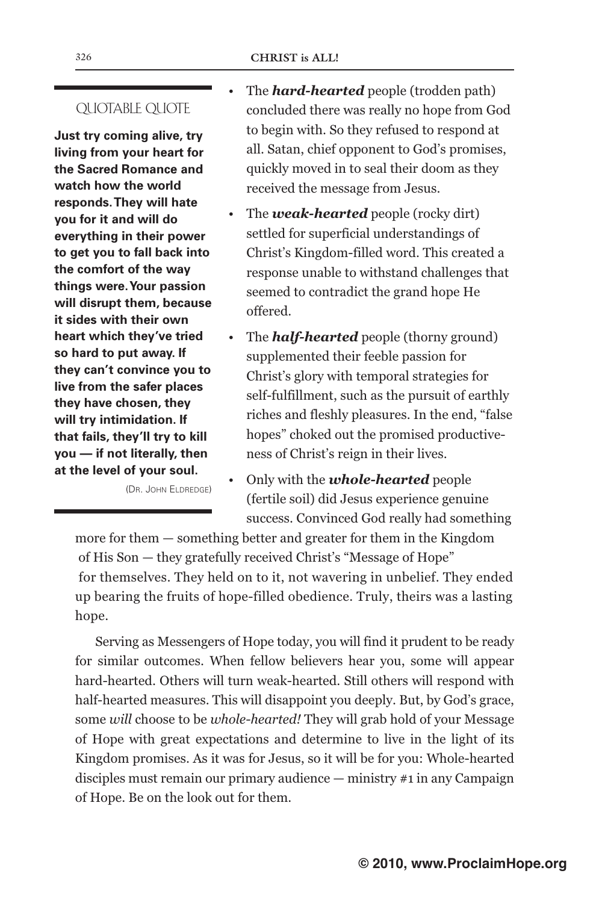### QUOTABLE QUOTE

**Just try coming alive, try living from your heart for the Sacred Romance and watch how the world responds. They will hate you for it and will do everything in their power to get you to fall back into the comfort of the way things were. Your passion will disrupt them, because it sides with their own heart which they've tried so hard to put away. If they can't convince you to live from the safer places they have chosen, they will try intimidation. If that fails, they'll try to kill you — if not literally, then at the level of your soul.**

(DR. JOHN ELDREDGE)

- The ***hard-hearted*** people (trodden path) concluded there was really no hope from God to begin with. So they refused to respond at all. Satan, chief opponent to God's promises, quickly moved in to seal their doom as they received the message from Jesus.
- The ***weak-hearted*** people (rocky dirt) settled for superficial understandings of Christ's Kingdom-filled word. This created a response unable to withstand challenges that seemed to contradict the grand hope He offered.
- The ***half-hearted*** people (thorny ground) supplemented their feeble passion for Christ's glory with temporal strategies for self-fulfillment, such as the pursuit of earthly riches and fleshly pleasures. In the end, "false hopes" choked out the promised productiveness of Christ's reign in their lives.
- Only with the ***whole-hearted*** people (fertile soil) did Jesus experience genuine success. Convinced God really had something more for them — something better and greater for them in the Kingdom of His Son — they gratefully received Christ's "Message of Hope" for themselves. They held on to it, not wavering in unbelief. They ended up bearing the fruits of hope-filled obedience. Truly, theirs was a lasting hope.

Serving as Messengers of Hope today, you will find it prudent to be ready for similar outcomes. When fellow believers hear you, some will appear hard-hearted. Others will turn weak-hearted. Still others will respond with half-hearted measures. This will disappoint you deeply. But, by God's grace, some *will* choose to be *whole-hearted!* They will grab hold of your Message of Hope with great expectations and determine to live in the light of its Kingdom promises. As it was for Jesus, so it will be for you: Whole-hearted disciples must remain our primary audience — ministry #1 in any Campaign of Hope. Be on the look out for them.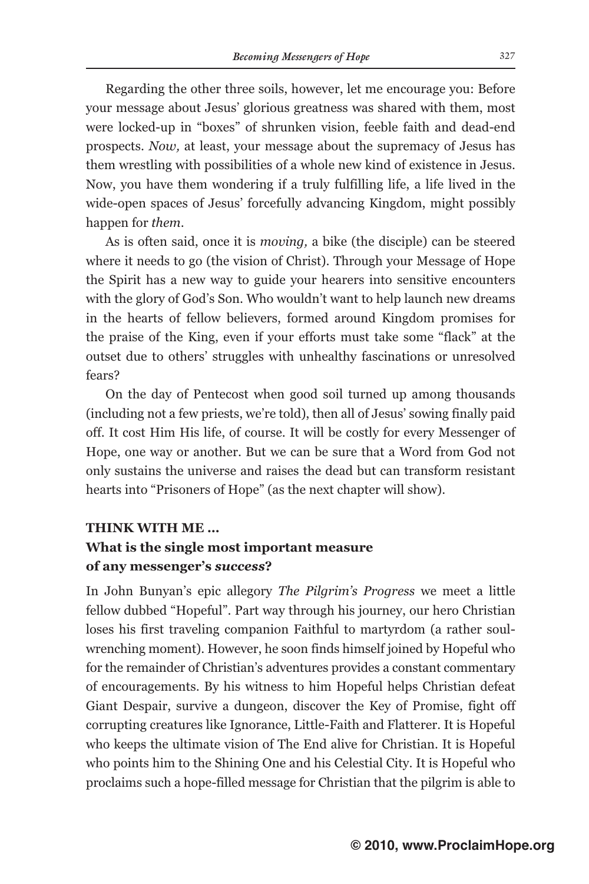Regarding the other three soils, however, let me encourage you: Before your message about Jesus' glorious greatness was shared with them, most were locked-up in "boxes" of shrunken vision, feeble faith and dead-end prospects. *Now,* at least, your message about the supremacy of Jesus has them wrestling with possibilities of a whole new kind of existence in Jesus. Now, you have them wondering if a truly fulfilling life, a life lived in the wide-open spaces of Jesus' forcefully advancing Kingdom, might possibly happen for *them*.

As is often said, once it is *moving,* a bike (the disciple) can be steered where it needs to go (the vision of Christ). Through your Message of Hope the Spirit has a new way to guide your hearers into sensitive encounters with the glory of God's Son. Who wouldn't want to help launch new dreams in the hearts of fellow believers, formed around Kingdom promises for the praise of the King, even if your efforts must take some "flack" at the outset due to others' struggles with unhealthy fascinations or unresolved fears?

On the day of Pentecost when good soil turned up among thousands (including not a few priests, we're told), then all of Jesus' sowing finally paid off. It cost Him His life, of course. It will be costly for every Messenger of Hope, one way or another. But we can be sure that a Word from God not only sustains the universe and raises the dead but can transform resistant hearts into "Prisoners of Hope" (as the next chapter will show).

**THINK WITH ME ...**

### What is the single most important measure of any messenger's *success*?

In John Bunyan's epic allegory *The Pilgrim's Progress* we meet a little fellow dubbed "Hopeful". Part way through his journey, our hero Christian loses his first traveling companion Faithful to martyrdom (a rather soul-wrenching moment). However, he soon finds himself joined by Hopeful who for the remainder of Christian's adventures provides a constant commentary of encouragements. By his witness to him Hopeful helps Christian defeat Giant Despair, survive a dungeon, discover the Key of Promise, fight off corrupting creatures like Ignorance, Little-Faith and Flatterer. It is Hopeful who keeps the ultimate vision of The End alive for Christian. It is Hopeful who points him to the Shining One and his Celestial City. It is Hopeful who proclaims such a hope-filled message for Christian that the pilgrim is able to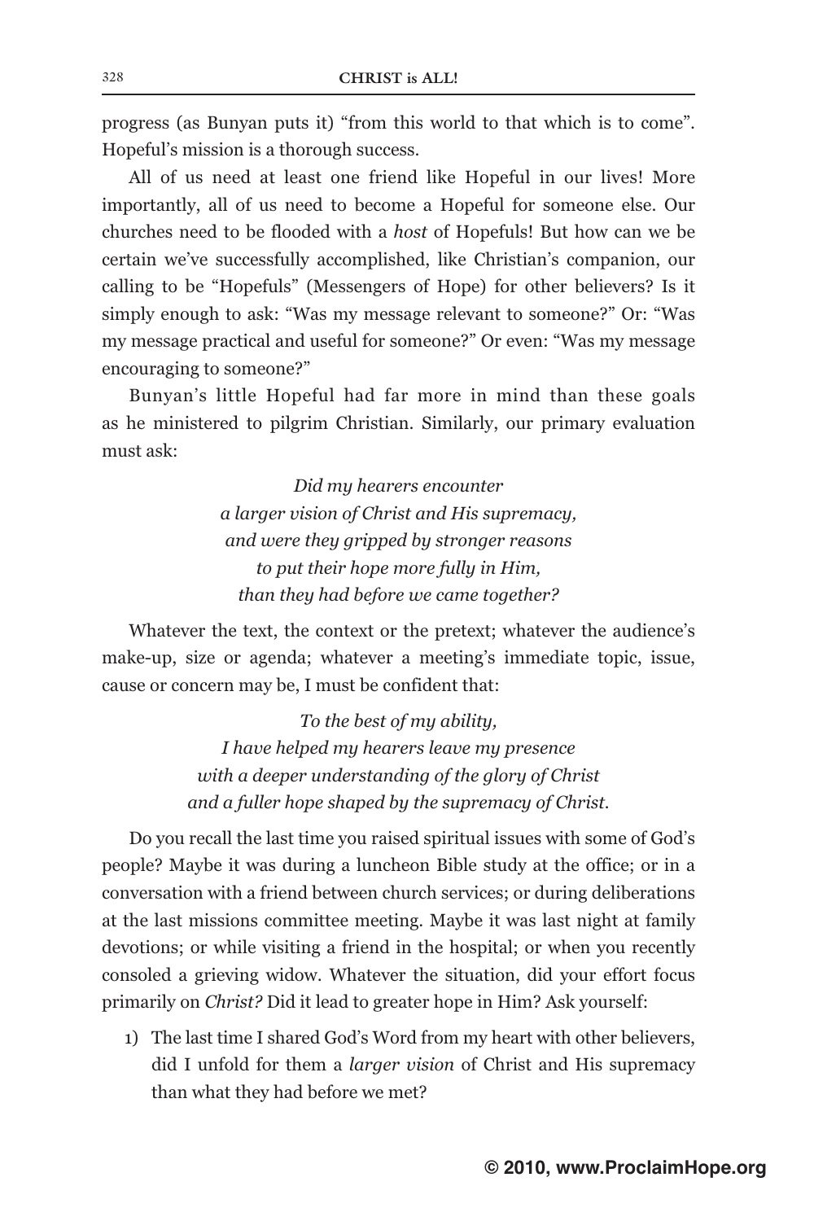progress (as Bunyan puts it) "from this world to that which is to come". Hopeful's mission is a thorough success.

All of us need at least one friend like Hopeful in our lives! More importantly, all of us need to become a Hopeful for someone else. Our churches need to be flooded with a *host* of Hopefuls! But how can we be certain we've successfully accomplished, like Christian's companion, our calling to be "Hopefuls" (Messengers of Hope) for other believers? Is it simply enough to ask: "Was my message relevant to someone?" Or: "Was my message practical and useful for someone?" Or even: "Was my message encouraging to someone?"

Bunyan's little Hopeful had far more in mind than these goals as he ministered to pilgrim Christian. Similarly, our primary evaluation must ask:

*Did my hearers encounter*
*a larger vision of Christ and His supremacy,*
*and were they gripped by stronger reasons*
*to put their hope more fully in Him,*
*than they had before we came together?*

Whatever the text, the context or the pretext; whatever the audience's make-up, size or agenda; whatever a meeting's immediate topic, issue, cause or concern may be, I must be confident that:

*To the best of my ability,*
*I have helped my hearers leave my presence*
*with a deeper understanding of the glory of Christ*
*and a fuller hope shaped by the supremacy of Christ.*

Do you recall the last time you raised spiritual issues with some of God's people? Maybe it was during a luncheon Bible study at the office; or in a conversation with a friend between church services; or during deliberations at the last missions committee meeting. Maybe it was last night at family devotions; or while visiting a friend in the hospital; or when you recently consoled a grieving widow. Whatever the situation, did your effort focus primarily on *Christ?* Did it lead to greater hope in Him? Ask yourself:

1) The last time I shared God's Word from my heart with other believers, did I unfold for them a *larger vision* of Christ and His supremacy than what they had before we met?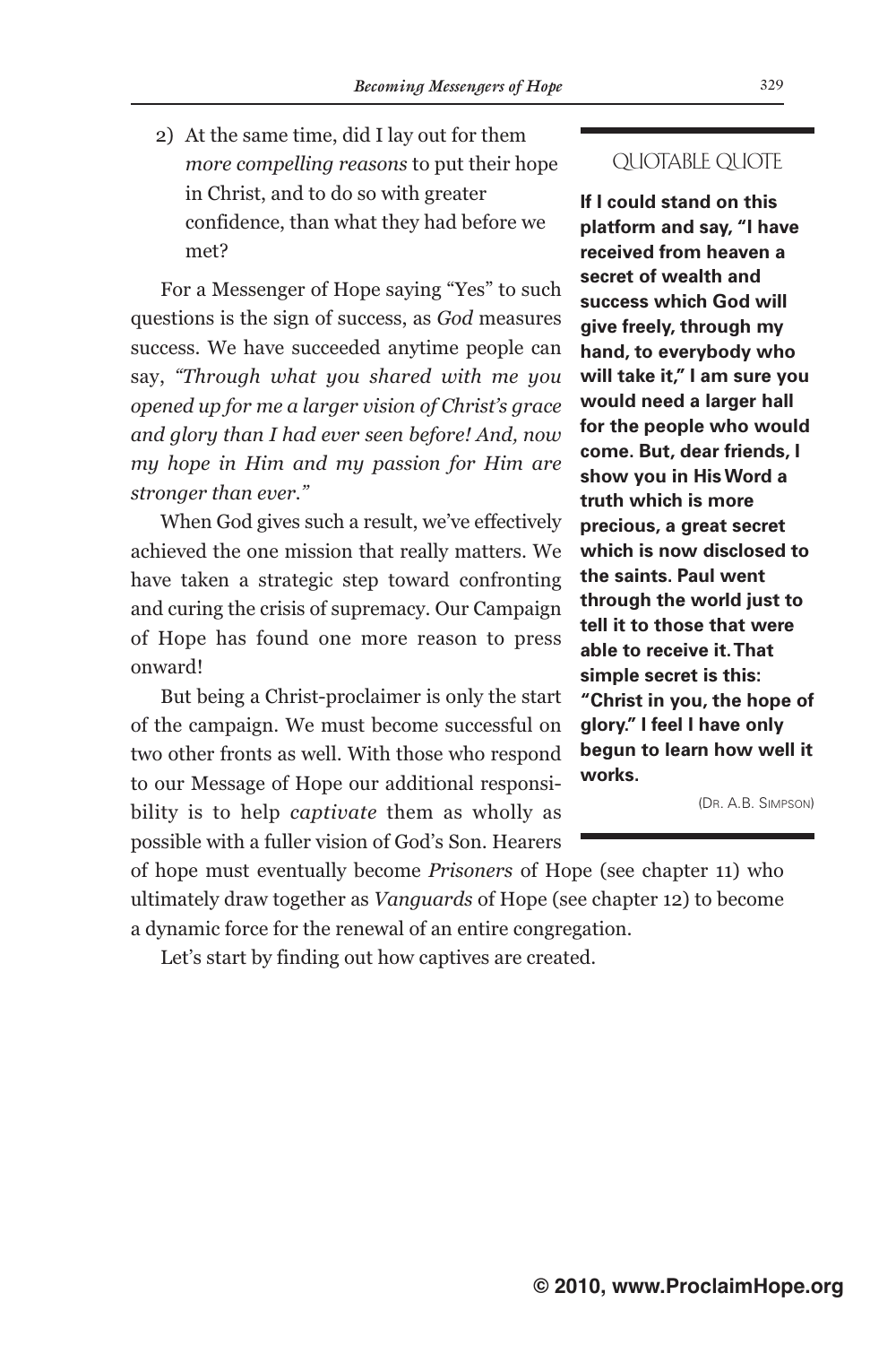2) At the same time, did I lay out for them *more compelling reasons* to put their hope in Christ, and to do so with greater confidence, than what they had before we met?

For a Messenger of Hope saying "Yes" to such questions is the sign of success, as *God* measures success. We have succeeded anytime people can say, *"Through what you shared with me you opened up for me a larger vision of Christ's grace and glory than I had ever seen before! And, now my hope in Him and my passion for Him are stronger than ever."*

When God gives such a result, we've effectively achieved the one mission that really matters. We have taken a strategic step toward confronting and curing the crisis of supremacy. Our Campaign of Hope has found one more reason to press onward!

But being a Christ-proclaimer is only the start of the campaign. We must become successful on two other fronts as well. With those who respond to our Message of Hope our additional responsibility is to help *captivate* them as wholly as possible with a fuller vision of God's Son. Hearers of hope must eventually become *Prisoners* of Hope (see chapter 11) who ultimately draw together as *Vanguards* of Hope (see chapter 12) to become a dynamic force for the renewal of an entire congregation.

Let's start by finding out how captives are created.

### QUOTABLE QUOTE

**If I could stand on this platform and say, "I have received from heaven a secret of wealth and success which God will give freely, through my hand, to everybody who will take it," I am sure you would need a larger hall for the people who would come. But, dear friends, I show you in His Word a truth which is more precious, a great secret which is now disclosed to the saints. Paul went through the world just to tell it to those that were able to receive it. That simple secret is this: "Christ in you, the hope of glory." I feel I have only begun to learn how well it works.**

(Dr. A.B. Simpson)

© 2010, www.ProclaimHope.org